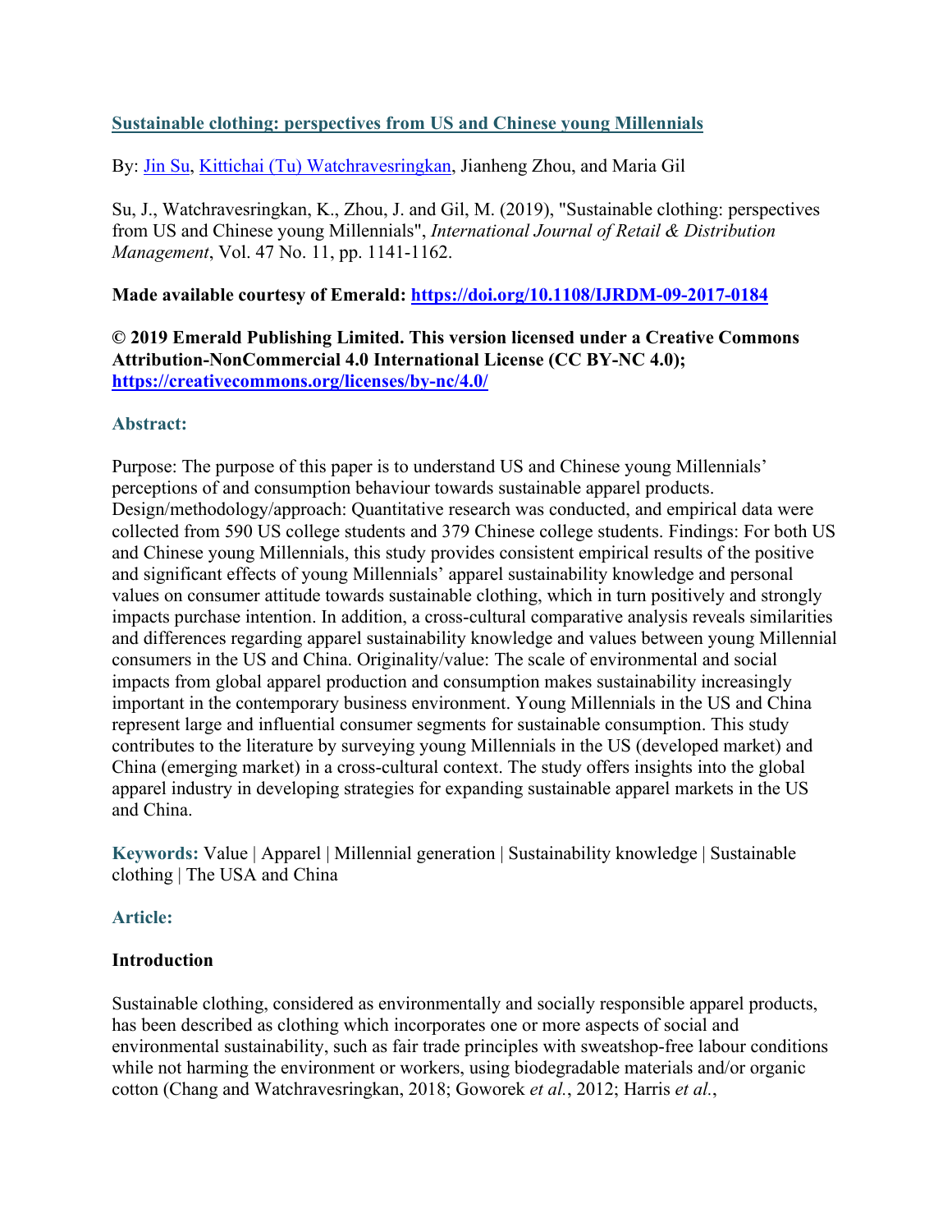# [Sustainable clothing: perspectives from US and Chinese young Millennials](https://doi.org/10.1108/IJRDM-09-2017-0184)

By: [Jin Su](#), [Kittichai (Tu) Watchravesringkan](#), Jianheng Zhou, and Maria Gil

Su, J., Watchravesringkan, K., Zhou, J. and Gil, M. (2019), "Sustainable clothing: perspectives from US and Chinese young Millennials", *International Journal of Retail & Distribution Management*, Vol. 47 No. 11, pp. 1141-1162.

**Made available courtesy of Emerald: [https://doi.org/10.1108/IJRDM-09-2017-0184](https://doi.org/10.1108/IJRDM-09-2017-0184)**

**© 2019 Emerald Publishing Limited. This version licensed under a Creative Commons Attribution-NonCommercial 4.0 International License (CC BY-NC 4.0); [https://creativecommons.org/licenses/by-nc/4.0/](https://creativecommons.org/licenses/by-nc/4.0/)**

## Abstract:

Purpose: The purpose of this paper is to understand US and Chinese young Millennials' perceptions of and consumption behaviour towards sustainable apparel products. Design/methodology/approach: Quantitative research was conducted, and empirical data were collected from 590 US college students and 379 Chinese college students. Findings: For both US and Chinese young Millennials, this study provides consistent empirical results of the positive and significant effects of young Millennials' apparel sustainability knowledge and personal values on consumer attitude towards sustainable clothing, which in turn positively and strongly impacts purchase intention. In addition, a cross-cultural comparative analysis reveals similarities and differences regarding apparel sustainability knowledge and values between young Millennial consumers in the US and China. Originality/value: The scale of environmental and social impacts from global apparel production and consumption makes sustainability increasingly important in the contemporary business environment. Young Millennials in the US and China represent large and influential consumer segments for sustainable consumption. This study contributes to the literature by surveying young Millennials in the US (developed market) and China (emerging market) in a cross-cultural context. The study offers insights into the global apparel industry in developing strategies for expanding sustainable apparel markets in the US and China.

**Keywords:** Value | Apparel | Millennial generation | Sustainability knowledge | Sustainable clothing | The USA and China

## Article:

### Introduction

Sustainable clothing, considered as environmentally and socially responsible apparel products, has been described as clothing which incorporates one or more aspects of social and environmental sustainability, such as fair trade principles with sweatshop-free labour conditions while not harming the environment or workers, using biodegradable materials and/or organic cotton (Chang and Watchravesringkan, 2018; Goworek *et al.*, 2012; Harris *et al.*,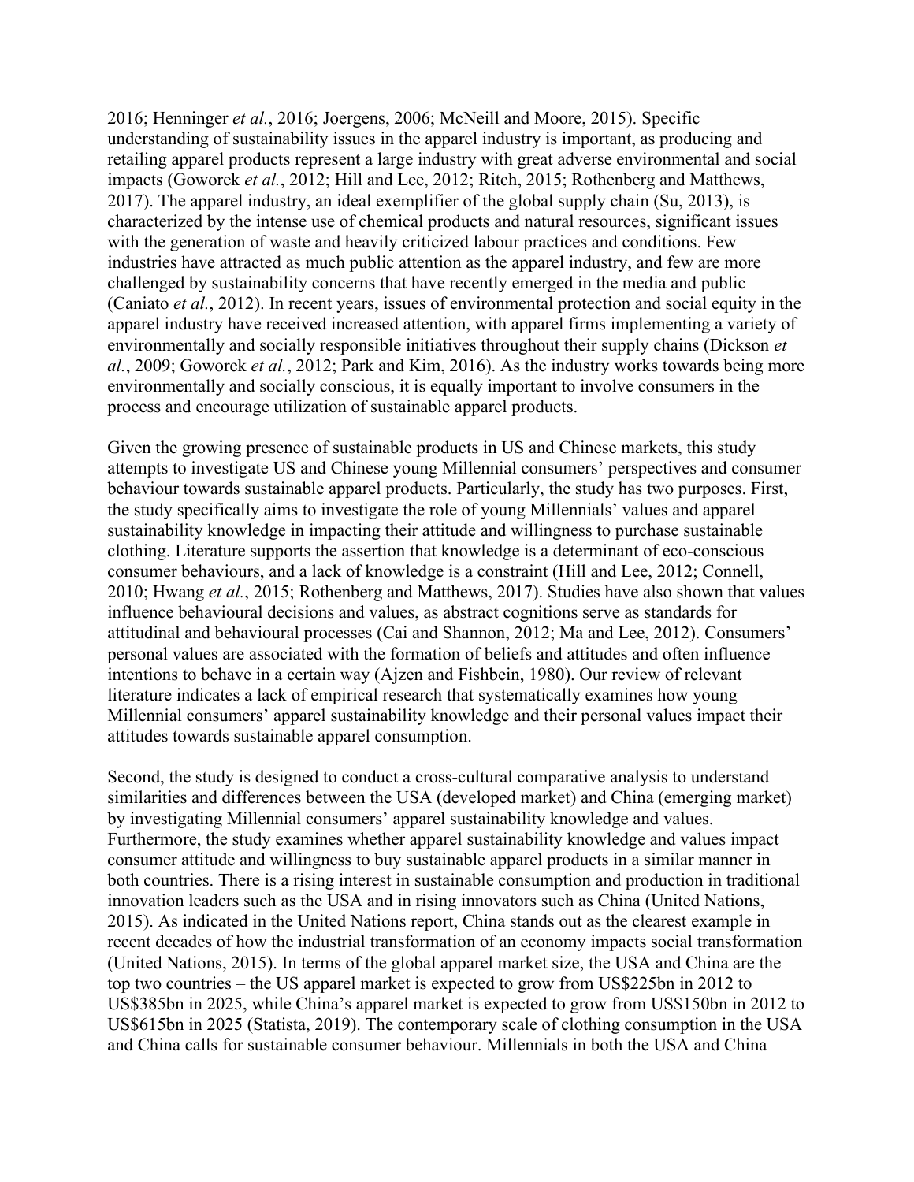2016; Henninger *et al.*, 2016; Joergens, 2006; McNeill and Moore, 2015). Specific understanding of sustainability issues in the apparel industry is important, as producing and retailing apparel products represent a large industry with great adverse environmental and social impacts (Goworek *et al.*, 2012; Hill and Lee, 2012; Ritch, 2015; Rothenberg and Matthews, 2017). The apparel industry, an ideal exemplifier of the global supply chain (Su, 2013), is characterized by the intense use of chemical products and natural resources, significant issues with the generation of waste and heavily criticized labour practices and conditions. Few industries have attracted as much public attention as the apparel industry, and few are more challenged by sustainability concerns that have recently emerged in the media and public (Caniato *et al.*, 2012). In recent years, issues of environmental protection and social equity in the apparel industry have received increased attention, with apparel firms implementing a variety of environmentally and socially responsible initiatives throughout their supply chains (Dickson *et al.*, 2009; Goworek *et al.*, 2012; Park and Kim, 2016). As the industry works towards being more environmentally and socially conscious, it is equally important to involve consumers in the process and encourage utilization of sustainable apparel products.

Given the growing presence of sustainable products in US and Chinese markets, this study attempts to investigate US and Chinese young Millennial consumers' perspectives and consumer behaviour towards sustainable apparel products. Particularly, the study has two purposes. First, the study specifically aims to investigate the role of young Millennials' values and apparel sustainability knowledge in impacting their attitude and willingness to purchase sustainable clothing. Literature supports the assertion that knowledge is a determinant of eco-conscious consumer behaviours, and a lack of knowledge is a constraint (Hill and Lee, 2012; Connell, 2010; Hwang *et al.*, 2015; Rothenberg and Matthews, 2017). Studies have also shown that values influence behavioural decisions and values, as abstract cognitions serve as standards for attitudinal and behavioural processes (Cai and Shannon, 2012; Ma and Lee, 2012). Consumers' personal values are associated with the formation of beliefs and attitudes and often influence intentions to behave in a certain way (Ajzen and Fishbein, 1980). Our review of relevant literature indicates a lack of empirical research that systematically examines how young Millennial consumers' apparel sustainability knowledge and their personal values impact their attitudes towards sustainable apparel consumption.

Second, the study is designed to conduct a cross-cultural comparative analysis to understand similarities and differences between the USA (developed market) and China (emerging market) by investigating Millennial consumers' apparel sustainability knowledge and values. Furthermore, the study examines whether apparel sustainability knowledge and values impact consumer attitude and willingness to buy sustainable apparel products in a similar manner in both countries. There is a rising interest in sustainable consumption and production in traditional innovation leaders such as the USA and in rising innovators such as China (United Nations, 2015). As indicated in the United Nations report, China stands out as the clearest example in recent decades of how the industrial transformation of an economy impacts social transformation (United Nations, 2015). In terms of the global apparel market size, the USA and China are the top two countries – the US apparel market is expected to grow from US$225bn in 2012 to US$385bn in 2025, while China's apparel market is expected to grow from US$150bn in 2012 to US$615bn in 2025 (Statista, 2019). The contemporary scale of clothing consumption in the USA and China calls for sustainable consumer behaviour. Millennials in both the USA and China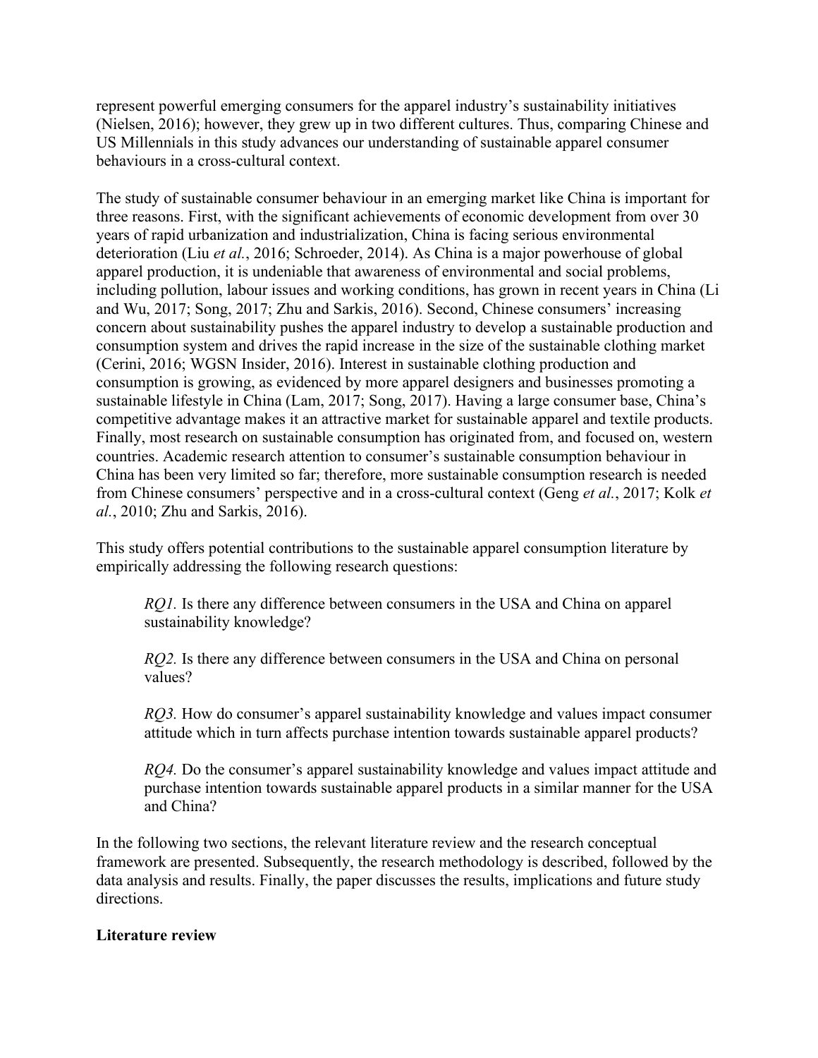represent powerful emerging consumers for the apparel industry's sustainability initiatives (Nielsen, 2016); however, they grew up in two different cultures. Thus, comparing Chinese and US Millennials in this study advances our understanding of sustainable apparel consumer behaviours in a cross-cultural context.

The study of sustainable consumer behaviour in an emerging market like China is important for three reasons. First, with the significant achievements of economic development from over 30 years of rapid urbanization and industrialization, China is facing serious environmental deterioration (Liu *et al.*, 2016; Schroeder, 2014). As China is a major powerhouse of global apparel production, it is undeniable that awareness of environmental and social problems, including pollution, labour issues and working conditions, has grown in recent years in China (Li and Wu, 2017; Song, 2017; Zhu and Sarkis, 2016). Second, Chinese consumers' increasing concern about sustainability pushes the apparel industry to develop a sustainable production and consumption system and drives the rapid increase in the size of the sustainable clothing market (Cerini, 2016; WGSN Insider, 2016). Interest in sustainable clothing production and consumption is growing, as evidenced by more apparel designers and businesses promoting a sustainable lifestyle in China (Lam, 2017; Song, 2017). Having a large consumer base, China's competitive advantage makes it an attractive market for sustainable apparel and textile products. Finally, most research on sustainable consumption has originated from, and focused on, western countries. Academic research attention to consumer's sustainable consumption behaviour in China has been very limited so far; therefore, more sustainable consumption research is needed from Chinese consumers' perspective and in a cross-cultural context (Geng *et al.*, 2017; Kolk *et al.*, 2010; Zhu and Sarkis, 2016).

This study offers potential contributions to the sustainable apparel consumption literature by empirically addressing the following research questions:

> *RQ1.* Is there any difference between consumers in the USA and China on apparel sustainability knowledge?
>
> *RQ2.* Is there any difference between consumers in the USA and China on personal values?
>
> *RQ3.* How do consumer's apparel sustainability knowledge and values impact consumer attitude which in turn affects purchase intention towards sustainable apparel products?
>
> *RQ4.* Do the consumer's apparel sustainability knowledge and values impact attitude and purchase intention towards sustainable apparel products in a similar manner for the USA and China?

In the following two sections, the relevant literature review and the research conceptual framework are presented. Subsequently, the research methodology is described, followed by the data analysis and results. Finally, the paper discusses the results, implications and future study directions.

## Literature review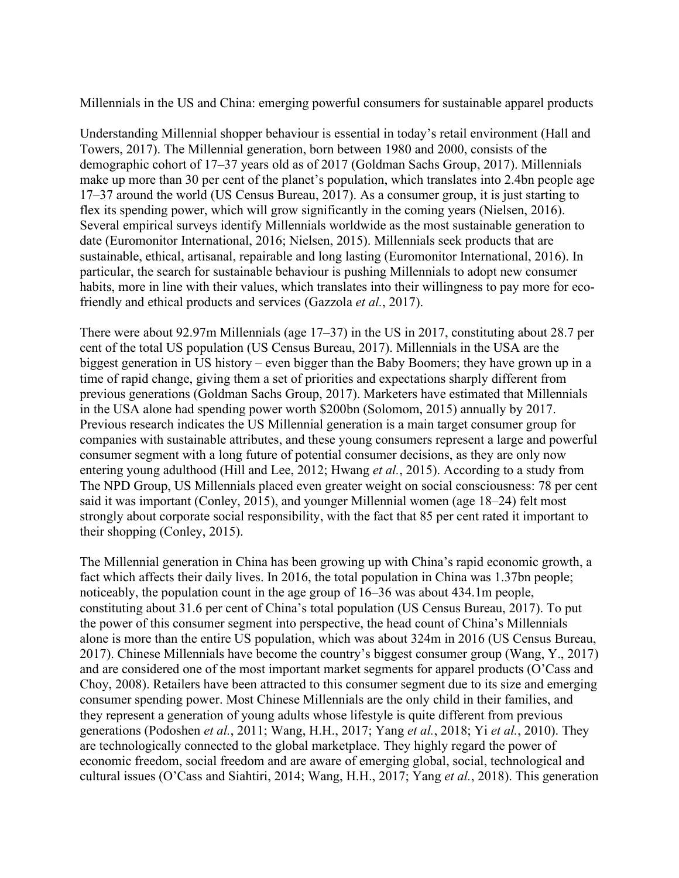Millennials in the US and China: emerging powerful consumers for sustainable apparel products

Understanding Millennial shopper behaviour is essential in today's retail environment (Hall and Towers, 2017). The Millennial generation, born between 1980 and 2000, consists of the demographic cohort of 17–37 years old as of 2017 (Goldman Sachs Group, 2017). Millennials make up more than 30 per cent of the planet's population, which translates into 2.4bn people age 17–37 around the world (US Census Bureau, 2017). As a consumer group, it is just starting to flex its spending power, which will grow significantly in the coming years (Nielsen, 2016). Several empirical surveys identify Millennials worldwide as the most sustainable generation to date (Euromonitor International, 2016; Nielsen, 2015). Millennials seek products that are sustainable, ethical, artisanal, repairable and long lasting (Euromonitor International, 2016). In particular, the search for sustainable behaviour is pushing Millennials to adopt new consumer habits, more in line with their values, which translates into their willingness to pay more for eco-friendly and ethical products and services (Gazzola *et al.*, 2017).

There were about 92.97m Millennials (age 17–37) in the US in 2017, constituting about 28.7 per cent of the total US population (US Census Bureau, 2017). Millennials in the USA are the biggest generation in US history – even bigger than the Baby Boomers; they have grown up in a time of rapid change, giving them a set of priorities and expectations sharply different from previous generations (Goldman Sachs Group, 2017). Marketers have estimated that Millennials in the USA alone had spending power worth $200bn (Solomom, 2015) annually by 2017. Previous research indicates the US Millennial generation is a main target consumer group for companies with sustainable attributes, and these young consumers represent a large and powerful consumer segment with a long future of potential consumer decisions, as they are only now entering young adulthood (Hill and Lee, 2012; Hwang *et al.*, 2015). According to a study from The NPD Group, US Millennials placed even greater weight on social consciousness: 78 per cent said it was important (Conley, 2015), and younger Millennial women (age 18–24) felt most strongly about corporate social responsibility, with the fact that 85 per cent rated it important to their shopping (Conley, 2015).

The Millennial generation in China has been growing up with China's rapid economic growth, a fact which affects their daily lives. In 2016, the total population in China was 1.37bn people; noticeably, the population count in the age group of 16–36 was about 434.1m people, constituting about 31.6 per cent of China's total population (US Census Bureau, 2017). To put the power of this consumer segment into perspective, the head count of China's Millennials alone is more than the entire US population, which was about 324m in 2016 (US Census Bureau, 2017). Chinese Millennials have become the country's biggest consumer group (Wang, Y., 2017) and are considered one of the most important market segments for apparel products (O'Cass and Choy, 2008). Retailers have been attracted to this consumer segment due to its size and emerging consumer spending power. Most Chinese Millennials are the only child in their families, and they represent a generation of young adults whose lifestyle is quite different from previous generations (Podoshen *et al.*, 2011; Wang, H.H., 2017; Yang *et al.*, 2018; Yi *et al.*, 2010). They are technologically connected to the global marketplace. They highly regard the power of economic freedom, social freedom and are aware of emerging global, social, technological and cultural issues (O'Cass and Siahtiri, 2014; Wang, H.H., 2017; Yang *et al.*, 2018). This generation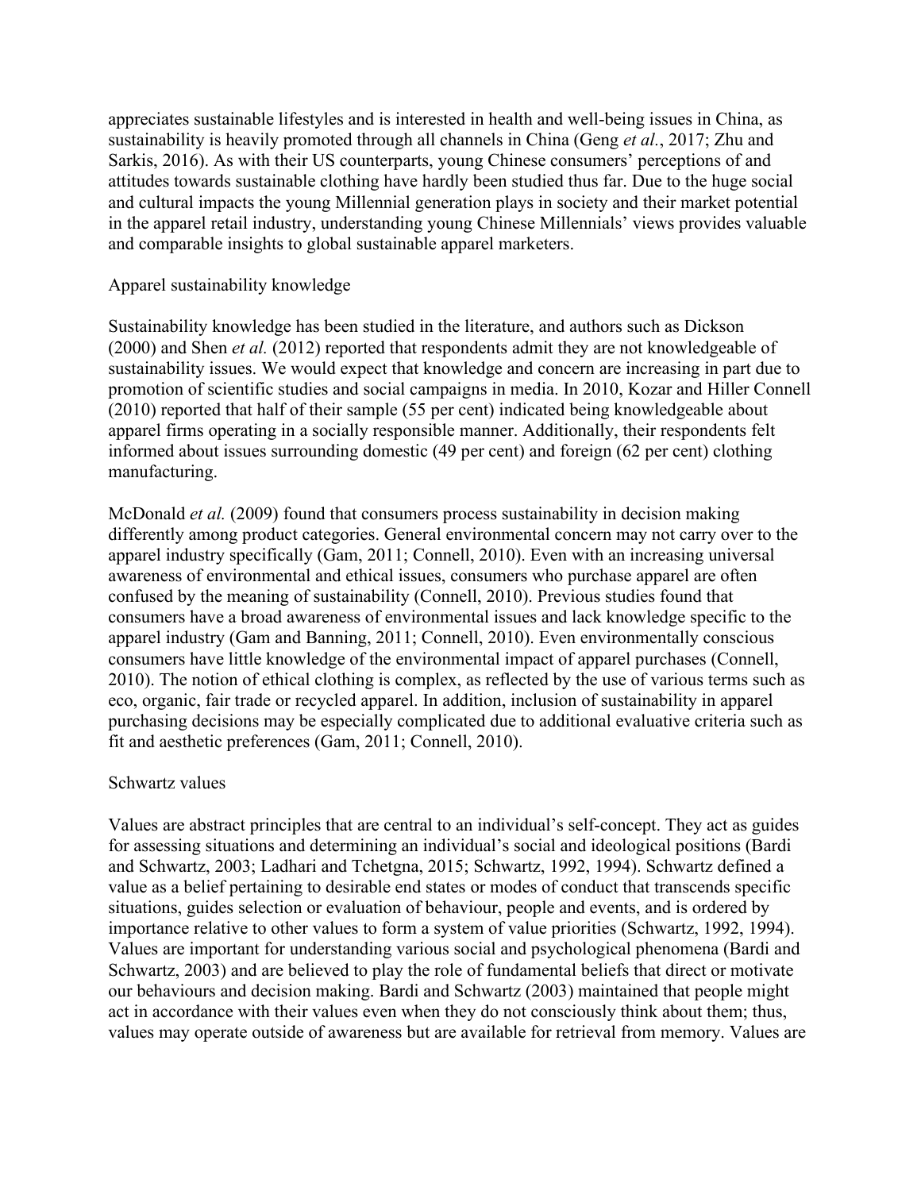appreciates sustainable lifestyles and is interested in health and well-being issues in China, as sustainability is heavily promoted through all channels in China (Geng *et al.*, 2017; Zhu and Sarkis, 2016). As with their US counterparts, young Chinese consumers' perceptions of and attitudes towards sustainable clothing have hardly been studied thus far. Due to the huge social and cultural impacts the young Millennial generation plays in society and their market potential in the apparel retail industry, understanding young Chinese Millennials' views provides valuable and comparable insights to global sustainable apparel marketers.

## Apparel sustainability knowledge

Sustainability knowledge has been studied in the literature, and authors such as Dickson (2000) and Shen *et al.* (2012) reported that respondents admit they are not knowledgeable of sustainability issues. We would expect that knowledge and concern are increasing in part due to promotion of scientific studies and social campaigns in media. In 2010, Kozar and Hiller Connell (2010) reported that half of their sample (55 per cent) indicated being knowledgeable about apparel firms operating in a socially responsible manner. Additionally, their respondents felt informed about issues surrounding domestic (49 per cent) and foreign (62 per cent) clothing manufacturing.

McDonald *et al.* (2009) found that consumers process sustainability in decision making differently among product categories. General environmental concern may not carry over to the apparel industry specifically (Gam, 2011; Connell, 2010). Even with an increasing universal awareness of environmental and ethical issues, consumers who purchase apparel are often confused by the meaning of sustainability (Connell, 2010). Previous studies found that consumers have a broad awareness of environmental issues and lack knowledge specific to the apparel industry (Gam and Banning, 2011; Connell, 2010). Even environmentally conscious consumers have little knowledge of the environmental impact of apparel purchases (Connell, 2010). The notion of ethical clothing is complex, as reflected by the use of various terms such as eco, organic, fair trade or recycled apparel. In addition, inclusion of sustainability in apparel purchasing decisions may be especially complicated due to additional evaluative criteria such as fit and aesthetic preferences (Gam, 2011; Connell, 2010).

## Schwartz values

Values are abstract principles that are central to an individual's self-concept. They act as guides for assessing situations and determining an individual's social and ideological positions (Bardi and Schwartz, 2003; Ladhari and Tchetgna, 2015; Schwartz, 1992, 1994). Schwartz defined a value as a belief pertaining to desirable end states or modes of conduct that transcends specific situations, guides selection or evaluation of behaviour, people and events, and is ordered by importance relative to other values to form a system of value priorities (Schwartz, 1992, 1994). Values are important for understanding various social and psychological phenomena (Bardi and Schwartz, 2003) and are believed to play the role of fundamental beliefs that direct or motivate our behaviours and decision making. Bardi and Schwartz (2003) maintained that people might act in accordance with their values even when they do not consciously think about them; thus, values may operate outside of awareness but are available for retrieval from memory. Values are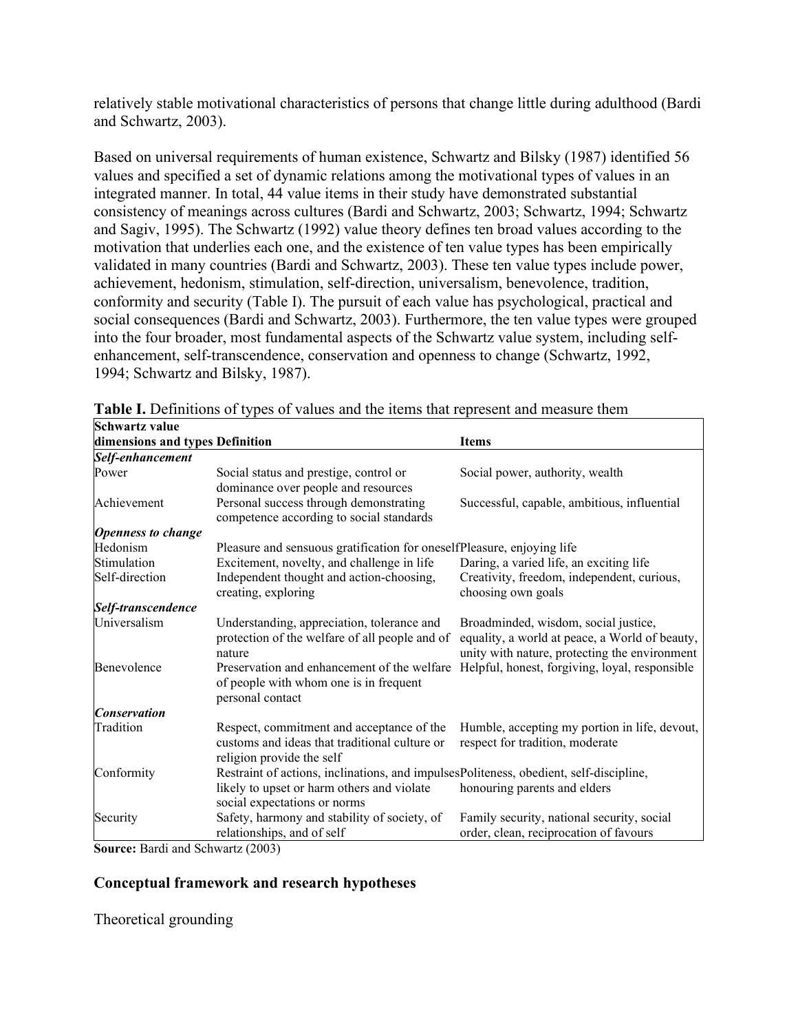relatively stable motivational characteristics of persons that change little during adulthood (Bardi and Schwartz, 2003).

Based on universal requirements of human existence, Schwartz and Bilsky (1987) identified 56 values and specified a set of dynamic relations among the motivational types of values in an integrated manner. In total, 44 value items in their study have demonstrated substantial consistency of meanings across cultures (Bardi and Schwartz, 2003; Schwartz, 1994; Schwartz and Sagiv, 1995). The Schwartz (1992) value theory defines ten broad values according to the motivation that underlies each one, and the existence of ten value types has been empirically validated in many countries (Bardi and Schwartz, 2003). These ten value types include power, achievement, hedonism, stimulation, self-direction, universalism, benevolence, tradition, conformity and security (Table I). The pursuit of each value has psychological, practical and social consequences (Bardi and Schwartz, 2003). Furthermore, the ten value types were grouped into the four broader, most fundamental aspects of the Schwartz value system, including self-enhancement, self-transcendence, conservation and openness to change (Schwartz, 1992, 1994; Schwartz and Bilsky, 1987).

**Table I.** Definitions of types of values and the items that represent and measure them

| Schwartz value dimensions and types | Definition | Items |
|---|---|---|
| ***Self-enhancement*** | | |
| Power | Social status and prestige, control or dominance over people and resources | Social power, authority, wealth |
| Achievement | Personal success through demonstrating competence according to social standards | Successful, capable, ambitious, influential |
| ***Openness to change*** | | |
| Hedonism | Pleasure and sensuous gratification for oneself | Pleasure, enjoying life |
| Stimulation | Excitement, novelty, and challenge in life | Daring, a varied life, an exciting life |
| Self-direction | Independent thought and action-choosing, creating, exploring | Creativity, freedom, independent, curious, choosing own goals |
| ***Self-transcendence*** | | |
| Universalism | Understanding, appreciation, tolerance and protection of the welfare of all people and of nature | Broadminded, wisdom, social justice, equality, a world at peace, a World of beauty, unity with nature, protecting the environment |
| Benevolence | Preservation and enhancement of the welfare of people with whom one is in frequent personal contact | Helpful, honest, forgiving, loyal, responsible |
| ***Conservation*** | | |
| Tradition | Respect, commitment and acceptance of the customs and ideas that traditional culture or religion provide the self | Humble, accepting my portion in life, devout, respect for tradition, moderate |
| Conformity | Restraint of actions, inclinations, and impulses likely to upset or harm others and violate social expectations or norms | Politeness, obedient, self-discipline, honouring parents and elders |
| Security | Safety, harmony and stability of society, of relationships, and of self | Family security, national security, social order, clean, reciprocation of favours |

**Source:** Bardi and Schwartz (2003)

## Conceptual framework and research hypotheses

### Theoretical grounding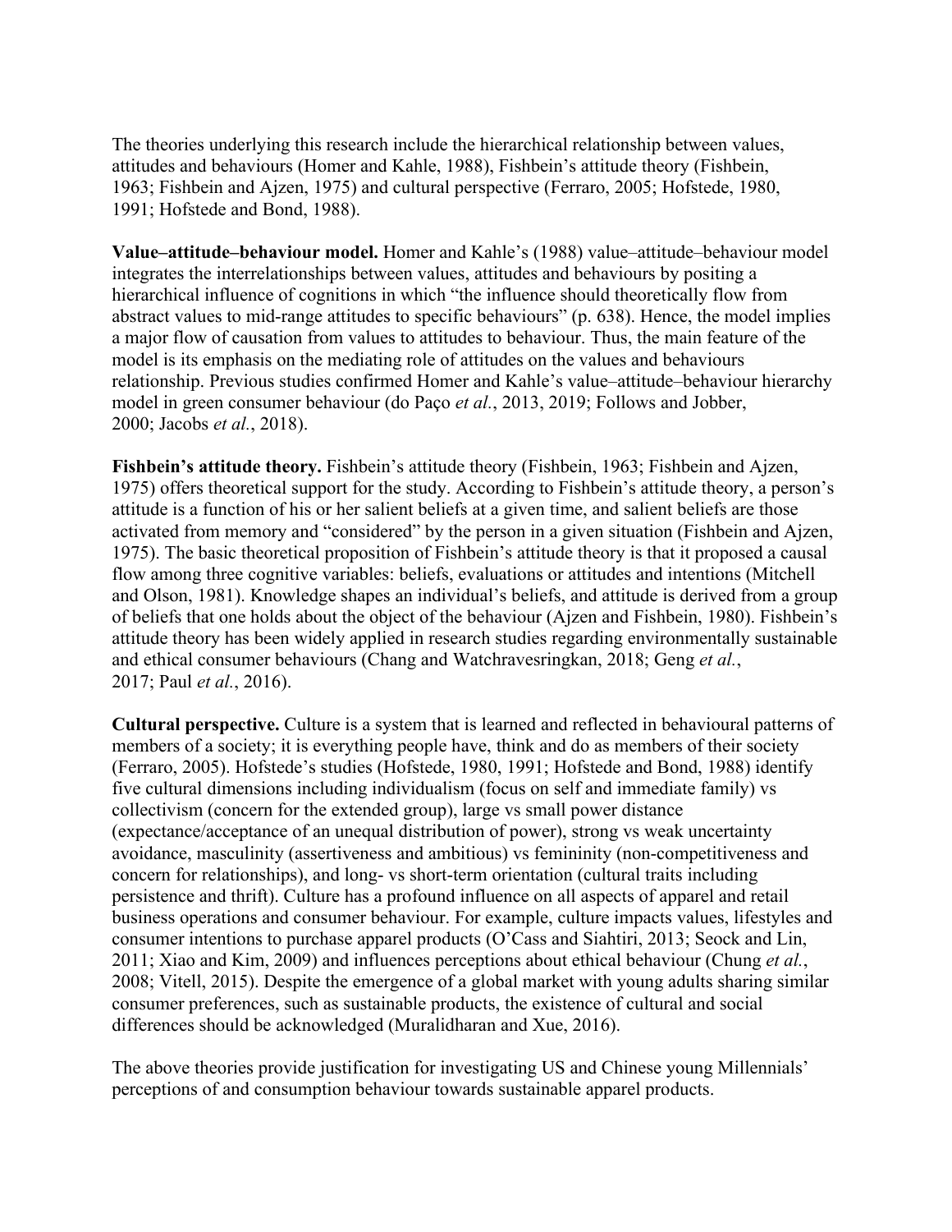The theories underlying this research include the hierarchical relationship between values, attitudes and behaviours (Homer and Kahle, 1988), Fishbein's attitude theory (Fishbein, 1963; Fishbein and Ajzen, 1975) and cultural perspective (Ferraro, 2005; Hofstede, 1980, 1991; Hofstede and Bond, 1988).

**Value–attitude–behaviour model.** Homer and Kahle's (1988) value–attitude–behaviour model integrates the interrelationships between values, attitudes and behaviours by positing a hierarchical influence of cognitions in which "the influence should theoretically flow from abstract values to mid-range attitudes to specific behaviours" (p. 638). Hence, the model implies a major flow of causation from values to attitudes to behaviour. Thus, the main feature of the model is its emphasis on the mediating role of attitudes on the values and behaviours relationship. Previous studies confirmed Homer and Kahle's value–attitude–behaviour hierarchy model in green consumer behaviour (do Paço *et al.*, 2013, 2019; Follows and Jobber, 2000; Jacobs *et al.*, 2018).

**Fishbein's attitude theory.** Fishbein's attitude theory (Fishbein, 1963; Fishbein and Ajzen, 1975) offers theoretical support for the study. According to Fishbein's attitude theory, a person's attitude is a function of his or her salient beliefs at a given time, and salient beliefs are those activated from memory and "considered" by the person in a given situation (Fishbein and Ajzen, 1975). The basic theoretical proposition of Fishbein's attitude theory is that it proposed a causal flow among three cognitive variables: beliefs, evaluations or attitudes and intentions (Mitchell and Olson, 1981). Knowledge shapes an individual's beliefs, and attitude is derived from a group of beliefs that one holds about the object of the behaviour (Ajzen and Fishbein, 1980). Fishbein's attitude theory has been widely applied in research studies regarding environmentally sustainable and ethical consumer behaviours (Chang and Watchravesringkan, 2018; Geng *et al.*, 2017; Paul *et al.*, 2016).

**Cultural perspective.** Culture is a system that is learned and reflected in behavioural patterns of members of a society; it is everything people have, think and do as members of their society (Ferraro, 2005). Hofstede's studies (Hofstede, 1980, 1991; Hofstede and Bond, 1988) identify five cultural dimensions including individualism (focus on self and immediate family) vs collectivism (concern for the extended group), large vs small power distance (expectance/acceptance of an unequal distribution of power), strong vs weak uncertainty avoidance, masculinity (assertiveness and ambitious) vs femininity (non-competitiveness and concern for relationships), and long- vs short-term orientation (cultural traits including persistence and thrift). Culture has a profound influence on all aspects of apparel and retail business operations and consumer behaviour. For example, culture impacts values, lifestyles and consumer intentions to purchase apparel products (O'Cass and Siahtiri, 2013; Seock and Lin, 2011; Xiao and Kim, 2009) and influences perceptions about ethical behaviour (Chung *et al.*, 2008; Vitell, 2015). Despite the emergence of a global market with young adults sharing similar consumer preferences, such as sustainable products, the existence of cultural and social differences should be acknowledged (Muralidharan and Xue, 2016).

The above theories provide justification for investigating US and Chinese young Millennials' perceptions of and consumption behaviour towards sustainable apparel products.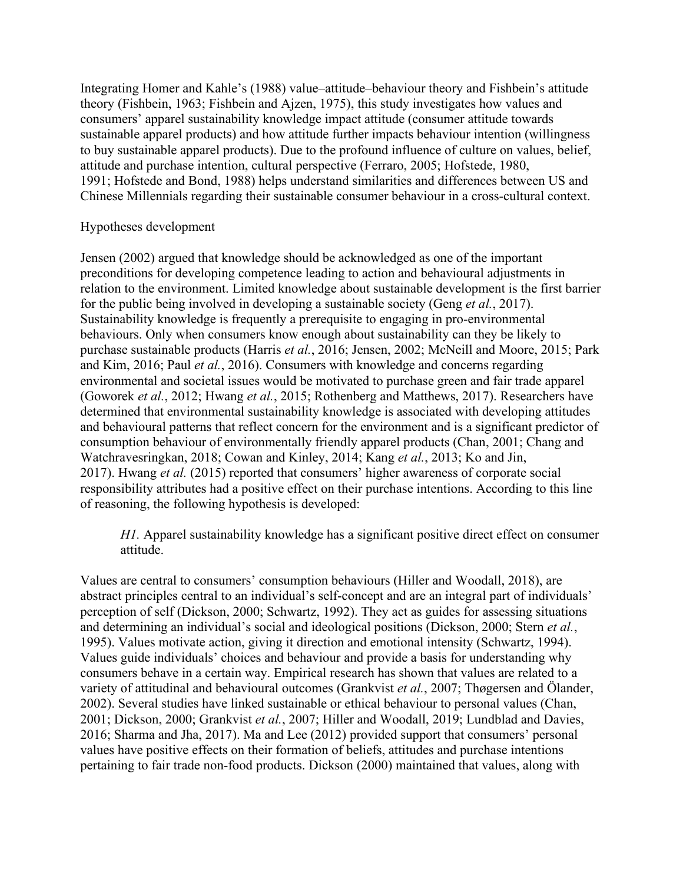Integrating Homer and Kahle's (1988) value–attitude–behaviour theory and Fishbein's attitude theory (Fishbein, 1963; Fishbein and Ajzen, 1975), this study investigates how values and consumers' apparel sustainability knowledge impact attitude (consumer attitude towards sustainable apparel products) and how attitude further impacts behaviour intention (willingness to buy sustainable apparel products). Due to the profound influence of culture on values, belief, attitude and purchase intention, cultural perspective (Ferraro, 2005; Hofstede, 1980, 1991; Hofstede and Bond, 1988) helps understand similarities and differences between US and Chinese Millennials regarding their sustainable consumer behaviour in a cross-cultural context.

## Hypotheses development

Jensen (2002) argued that knowledge should be acknowledged as one of the important preconditions for developing competence leading to action and behavioural adjustments in relation to the environment. Limited knowledge about sustainable development is the first barrier for the public being involved in developing a sustainable society (Geng *et al.*, 2017). Sustainability knowledge is frequently a prerequisite to engaging in pro-environmental behaviours. Only when consumers know enough about sustainability can they be likely to purchase sustainable products (Harris *et al.*, 2016; Jensen, 2002; McNeill and Moore, 2015; Park and Kim, 2016; Paul *et al.*, 2016). Consumers with knowledge and concerns regarding environmental and societal issues would be motivated to purchase green and fair trade apparel (Goworek *et al.*, 2012; Hwang *et al.*, 2015; Rothenberg and Matthews, 2017). Researchers have determined that environmental sustainability knowledge is associated with developing attitudes and behavioural patterns that reflect concern for the environment and is a significant predictor of consumption behaviour of environmentally friendly apparel products (Chan, 2001; Chang and Watchravesringkan, 2018; Cowan and Kinley, 2014; Kang *et al.*, 2013; Ko and Jin, 2017). Hwang *et al.* (2015) reported that consumers' higher awareness of corporate social responsibility attributes had a positive effect on their purchase intentions. According to this line of reasoning, the following hypothesis is developed:

> *H1*. Apparel sustainability knowledge has a significant positive direct effect on consumer attitude.

Values are central to consumers' consumption behaviours (Hiller and Woodall, 2018), are abstract principles central to an individual's self-concept and are an integral part of individuals' perception of self (Dickson, 2000; Schwartz, 1992). They act as guides for assessing situations and determining an individual's social and ideological positions (Dickson, 2000; Stern *et al.*, 1995). Values motivate action, giving it direction and emotional intensity (Schwartz, 1994). Values guide individuals' choices and behaviour and provide a basis for understanding why consumers behave in a certain way. Empirical research has shown that values are related to a variety of attitudinal and behavioural outcomes (Grankvist *et al.*, 2007; Thøgersen and Ölander, 2002). Several studies have linked sustainable or ethical behaviour to personal values (Chan, 2001; Dickson, 2000; Grankvist *et al.*, 2007; Hiller and Woodall, 2019; Lundblad and Davies, 2016; Sharma and Jha, 2017). Ma and Lee (2012) provided support that consumers' personal values have positive effects on their formation of beliefs, attitudes and purchase intentions pertaining to fair trade non-food products. Dickson (2000) maintained that values, along with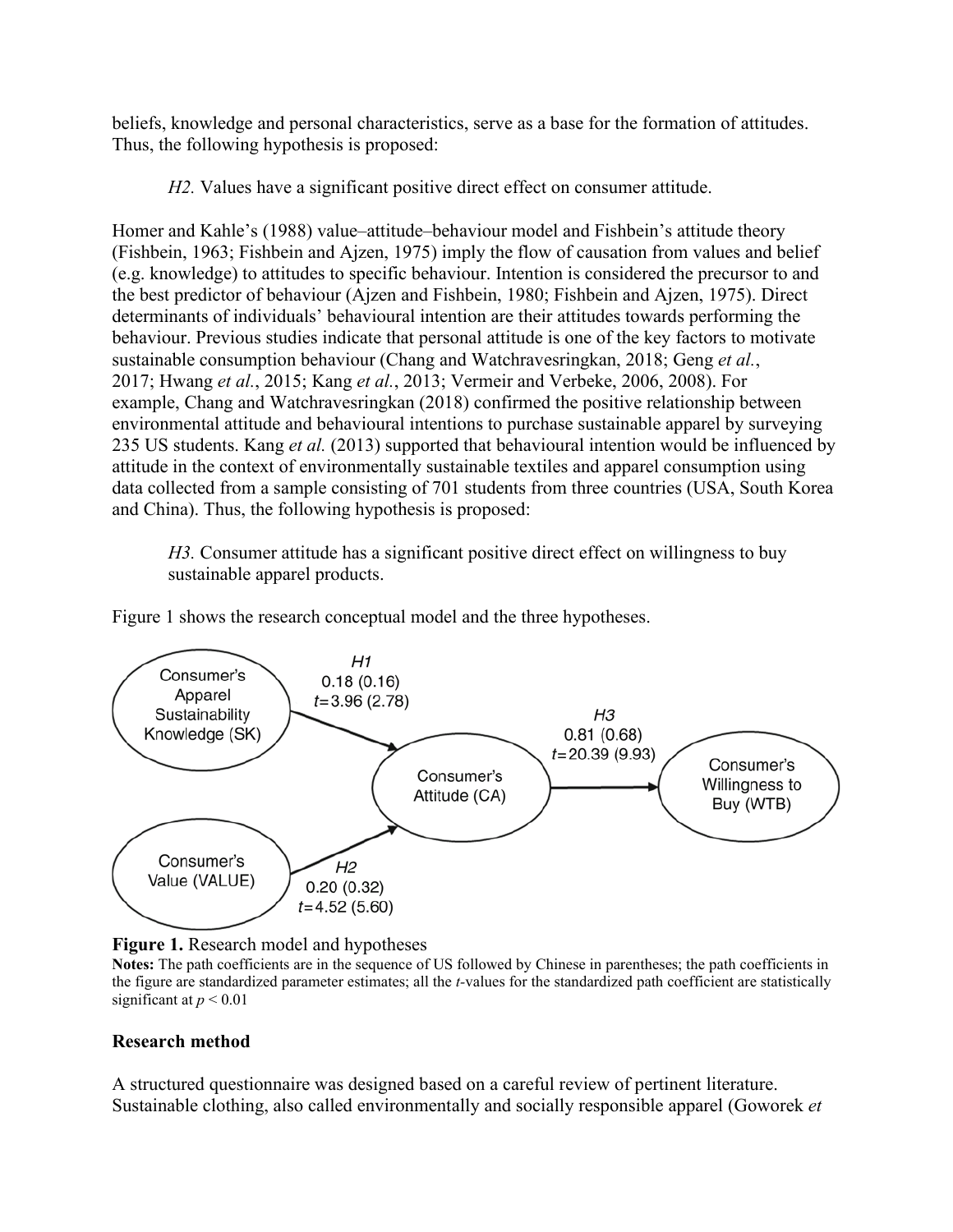beliefs, knowledge and personal characteristics, serve as a base for the formation of attitudes. Thus, the following hypothesis is proposed:

> *H2.* Values have a significant positive direct effect on consumer attitude.

Homer and Kahle's (1988) value–attitude–behaviour model and Fishbein's attitude theory (Fishbein, 1963; Fishbein and Ajzen, 1975) imply the flow of causation from values and belief (e.g. knowledge) to attitudes to specific behaviour. Intention is considered the precursor to and the best predictor of behaviour (Ajzen and Fishbein, 1980; Fishbein and Ajzen, 1975). Direct determinants of individuals' behavioural intention are their attitudes towards performing the behaviour. Previous studies indicate that personal attitude is one of the key factors to motivate sustainable consumption behaviour (Chang and Watchravesringkan, 2018; Geng *et al.*, 2017; Hwang *et al.*, 2015; Kang *et al.*, 2013; Vermeir and Verbeke, 2006, 2008). For example, Chang and Watchravesringkan (2018) confirmed the positive relationship between environmental attitude and behavioural intentions to purchase sustainable apparel by surveying 235 US students. Kang *et al.* (2013) supported that behavioural intention would be influenced by attitude in the context of environmentally sustainable textiles and apparel consumption using data collected from a sample consisting of 701 students from three countries (USA, South Korea and China). Thus, the following hypothesis is proposed:

> *H3.* Consumer attitude has a significant positive direct effect on willingness to buy sustainable apparel products.

Figure 1 shows the research conceptual model and the three hypotheses.

Consumer's Apparel Sustainability Knowledge (SK) → Consumer's Attitude (CA): *H1* 0.18 (0.16), $t = 3.96$ (2.78)

Consumer's Value (VALUE) → Consumer's Attitude (CA): *H2* 0.20 (0.32), $t = 4.52$ (5.60)

Consumer's Attitude (CA) → Consumer's Willingness to Buy (WTB): *H3* 0.81 (0.68), $t = 20.39$ (9.93)

**Figure 1.** Research model and hypotheses

**Notes:** The path coefficients are in the sequence of US followed by Chinese in parentheses; the path coefficients in the figure are standardized parameter estimates; all the *t*-values for the standardized path coefficient are statistically significant at $p < 0.01$

## Research method

A structured questionnaire was designed based on a careful review of pertinent literature. Sustainable clothing, also called environmentally and socially responsible apparel (Goworek *et*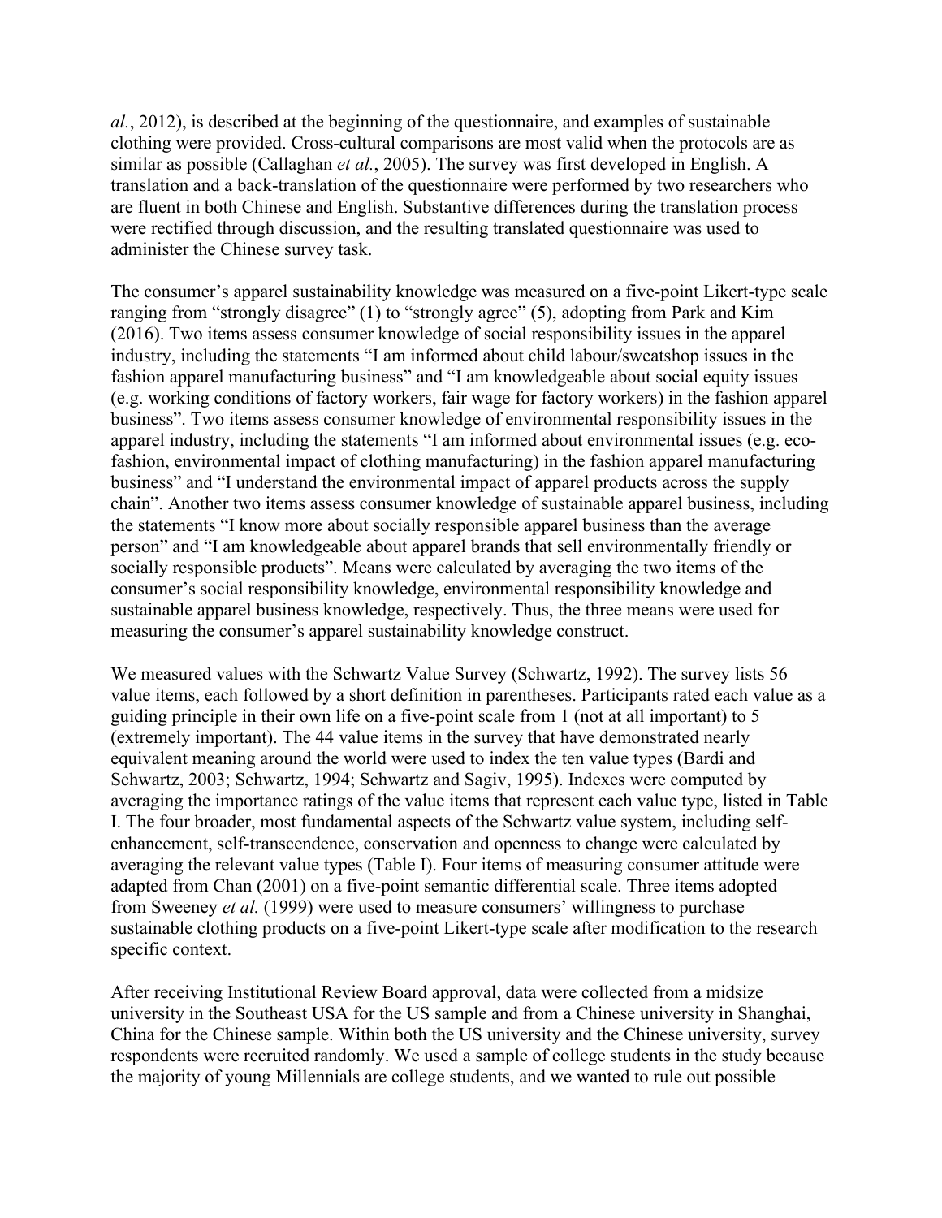*al.*, 2012), is described at the beginning of the questionnaire, and examples of sustainable clothing were provided. Cross-cultural comparisons are most valid when the protocols are as similar as possible (Callaghan *et al.*, 2005). The survey was first developed in English. A translation and a back-translation of the questionnaire were performed by two researchers who are fluent in both Chinese and English. Substantive differences during the translation process were rectified through discussion, and the resulting translated questionnaire was used to administer the Chinese survey task.

The consumer's apparel sustainability knowledge was measured on a five-point Likert-type scale ranging from "strongly disagree" (1) to "strongly agree" (5), adopting from Park and Kim (2016). Two items assess consumer knowledge of social responsibility issues in the apparel industry, including the statements "I am informed about child labour/sweatshop issues in the fashion apparel manufacturing business" and "I am knowledgeable about social equity issues (e.g. working conditions of factory workers, fair wage for factory workers) in the fashion apparel business". Two items assess consumer knowledge of environmental responsibility issues in the apparel industry, including the statements "I am informed about environmental issues (e.g. eco-fashion, environmental impact of clothing manufacturing) in the fashion apparel manufacturing business" and "I understand the environmental impact of apparel products across the supply chain". Another two items assess consumer knowledge of sustainable apparel business, including the statements "I know more about socially responsible apparel business than the average person" and "I am knowledgeable about apparel brands that sell environmentally friendly or socially responsible products". Means were calculated by averaging the two items of the consumer's social responsibility knowledge, environmental responsibility knowledge and sustainable apparel business knowledge, respectively. Thus, the three means were used for measuring the consumer's apparel sustainability knowledge construct.

We measured values with the Schwartz Value Survey (Schwartz, 1992). The survey lists 56 value items, each followed by a short definition in parentheses. Participants rated each value as a guiding principle in their own life on a five-point scale from 1 (not at all important) to 5 (extremely important). The 44 value items in the survey that have demonstrated nearly equivalent meaning around the world were used to index the ten value types (Bardi and Schwartz, 2003; Schwartz, 1994; Schwartz and Sagiv, 1995). Indexes were computed by averaging the importance ratings of the value items that represent each value type, listed in Table I. The four broader, most fundamental aspects of the Schwartz value system, including self-enhancement, self-transcendence, conservation and openness to change were calculated by averaging the relevant value types (Table I). Four items of measuring consumer attitude were adapted from Chan (2001) on a five-point semantic differential scale. Three items adopted from Sweeney *et al.* (1999) were used to measure consumers' willingness to purchase sustainable clothing products on a five-point Likert-type scale after modification to the research specific context.

After receiving Institutional Review Board approval, data were collected from a midsize university in the Southeast USA for the US sample and from a Chinese university in Shanghai, China for the Chinese sample. Within both the US university and the Chinese university, survey respondents were recruited randomly. We used a sample of college students in the study because the majority of young Millennials are college students, and we wanted to rule out possible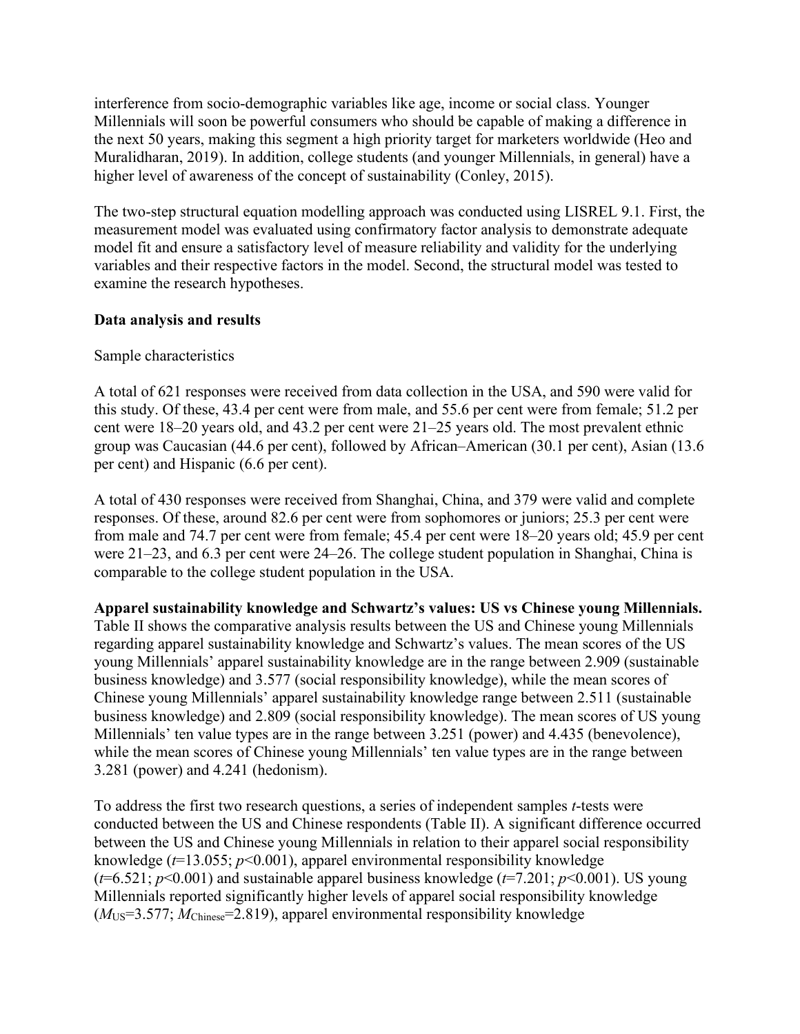interference from socio-demographic variables like age, income or social class. Younger Millennials will soon be powerful consumers who should be capable of making a difference in the next 50 years, making this segment a high priority target for marketers worldwide (Heo and Muralidharan, 2019). In addition, college students (and younger Millennials, in general) have a higher level of awareness of the concept of sustainability (Conley, 2015).

The two-step structural equation modelling approach was conducted using LISREL 9.1. First, the measurement model was evaluated using confirmatory factor analysis to demonstrate adequate model fit and ensure a satisfactory level of measure reliability and validity for the underlying variables and their respective factors in the model. Second, the structural model was tested to examine the research hypotheses.

## Data analysis and results

### Sample characteristics

A total of 621 responses were received from data collection in the USA, and 590 were valid for this study. Of these, 43.4 per cent were from male, and 55.6 per cent were from female; 51.2 per cent were 18–20 years old, and 43.2 per cent were 21–25 years old. The most prevalent ethnic group was Caucasian (44.6 per cent), followed by African–American (30.1 per cent), Asian (13.6 per cent) and Hispanic (6.6 per cent).

A total of 430 responses were received from Shanghai, China, and 379 were valid and complete responses. Of these, around 82.6 per cent were from sophomores or juniors; 25.3 per cent were from male and 74.7 per cent were from female; 45.4 per cent were 18–20 years old; 45.9 per cent were 21–23, and 6.3 per cent were 24–26. The college student population in Shanghai, China is comparable to the college student population in the USA.

**Apparel sustainability knowledge and Schwartz's values: US vs Chinese young Millennials.** Table II shows the comparative analysis results between the US and Chinese young Millennials regarding apparel sustainability knowledge and Schwartz's values. The mean scores of the US young Millennials' apparel sustainability knowledge are in the range between 2.909 (sustainable business knowledge) and 3.577 (social responsibility knowledge), while the mean scores of Chinese young Millennials' apparel sustainability knowledge range between 2.511 (sustainable business knowledge) and 2.809 (social responsibility knowledge). The mean scores of US young Millennials' ten value types are in the range between 3.251 (power) and 4.435 (benevolence), while the mean scores of Chinese young Millennials' ten value types are in the range between 3.281 (power) and 4.241 (hedonism).

To address the first two research questions, a series of independent samples *t*-tests were conducted between the US and Chinese respondents (Table II). A significant difference occurred between the US and Chinese young Millennials in relation to their apparel social responsibility knowledge ($t$=13.055; $p$<0.001), apparel environmental responsibility knowledge ($t$=6.521; $p$<0.001) and sustainable apparel business knowledge ($t$=7.201; $p$<0.001). US young Millennials reported significantly higher levels of apparel social responsibility knowledge ($M_{US}$=3.577; $M_{Chinese}$=2.819), apparel environmental responsibility knowledge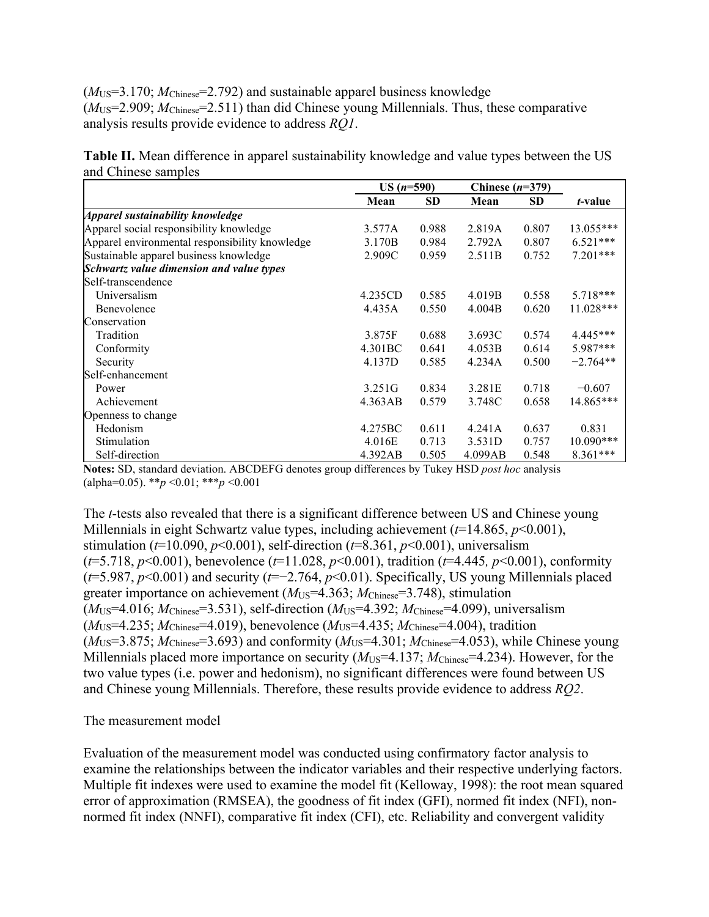($M_{US}$=3.170; $M_{Chinese}$=2.792) and sustainable apparel business knowledge ($M_{US}$=2.909; $M_{Chinese}$=2.511) than did Chinese young Millennials. Thus, these comparative analysis results provide evidence to address *RQ1*.

**Table II.** Mean difference in apparel sustainability knowledge and value types between the US and Chinese samples

| | US ($n$=590) | | Chinese ($n$=379) | | |
|---|---|---|---|---|---|
| | **Mean** | **SD** | **Mean** | **SD** | ***t*-value** |
| ***Apparel sustainability knowledge*** | | | | | |
| Apparel social responsibility knowledge | 3.577A | 0.988 | 2.819A | 0.807 | 13.055*** |
| Apparel environmental responsibility knowledge | 3.170B | 0.984 | 2.792A | 0.807 | 6.521*** |
| Sustainable apparel business knowledge | 2.909C | 0.959 | 2.511B | 0.752 | 7.201*** |
| ***Schwartz value dimension and value types*** | | | | | |
| Self-transcendence | | | | | |
| Universalism | 4.235CD | 0.585 | 4.019B | 0.558 | 5.718*** |
| Benevolence | 4.435A | 0.550 | 4.004B | 0.620 | 11.028*** |
| Conservation | | | | | |
| Tradition | 3.875F | 0.688 | 3.693C | 0.574 | 4.445*** |
| Conformity | 4.301BC | 0.641 | 4.053B | 0.614 | 5.987*** |
| Security | 4.137D | 0.585 | 4.234A | 0.500 | −2.764** |
| Self-enhancement | | | | | |
| Power | 3.251G | 0.834 | 3.281E | 0.718 | −0.607 |
| Achievement | 4.363AB | 0.579 | 3.748C | 0.658 | 14.865*** |
| Openness to change | | | | | |
| Hedonism | 4.275BC | 0.611 | 4.241A | 0.637 | 0.831 |
| Stimulation | 4.016E | 0.713 | 3.531D | 0.757 | 10.090*** |
| Self-direction | 4.392AB | 0.505 | 4.099AB | 0.548 | 8.361*** |

**Notes:** SD, standard deviation. ABCDEFG denotes group differences by Tukey HSD *post hoc* analysis (alpha=0.05). **$p$ <0.01; ***$p$ <0.001

The *t*-tests also revealed that there is a significant difference between US and Chinese young Millennials in eight Schwartz value types, including achievement ($t$=14.865, $p$<0.001), stimulation ($t$=10.090, $p$<0.001), self-direction ($t$=8.361, $p$<0.001), universalism ($t$=5.718, $p$<0.001), benevolence ($t$=11.028, $p$<0.001), tradition ($t$=4.445, $p$<0.001), conformity ($t$=5.987, $p$<0.001) and security ($t$=−2.764, $p$<0.01). Specifically, US young Millennials placed greater importance on achievement ($M_{US}$=4.363; $M_{Chinese}$=3.748), stimulation ($M_{US}$=4.016; $M_{Chinese}$=3.531), self-direction ($M_{US}$=4.392; $M_{Chinese}$=4.099), universalism ($M_{US}$=4.235; $M_{Chinese}$=4.019), benevolence ($M_{US}$=4.435; $M_{Chinese}$=4.004), tradition ($M_{US}$=3.875; $M_{Chinese}$=3.693) and conformity ($M_{US}$=4.301; $M_{Chinese}$=4.053), while Chinese young Millennials placed more importance on security ($M_{US}$=4.137; $M_{Chinese}$=4.234). However, for the two value types (i.e. power and hedonism), no significant differences were found between US and Chinese young Millennials. Therefore, these results provide evidence to address *RQ2*.

The measurement model

Evaluation of the measurement model was conducted using confirmatory factor analysis to examine the relationships between the indicator variables and their respective underlying factors. Multiple fit indexes were used to examine the model fit (Kelloway, 1998): the root mean squared error of approximation (RMSEA), the goodness of fit index (GFI), normed fit index (NFI), non-normed fit index (NNFI), comparative fit index (CFI), etc. Reliability and convergent validity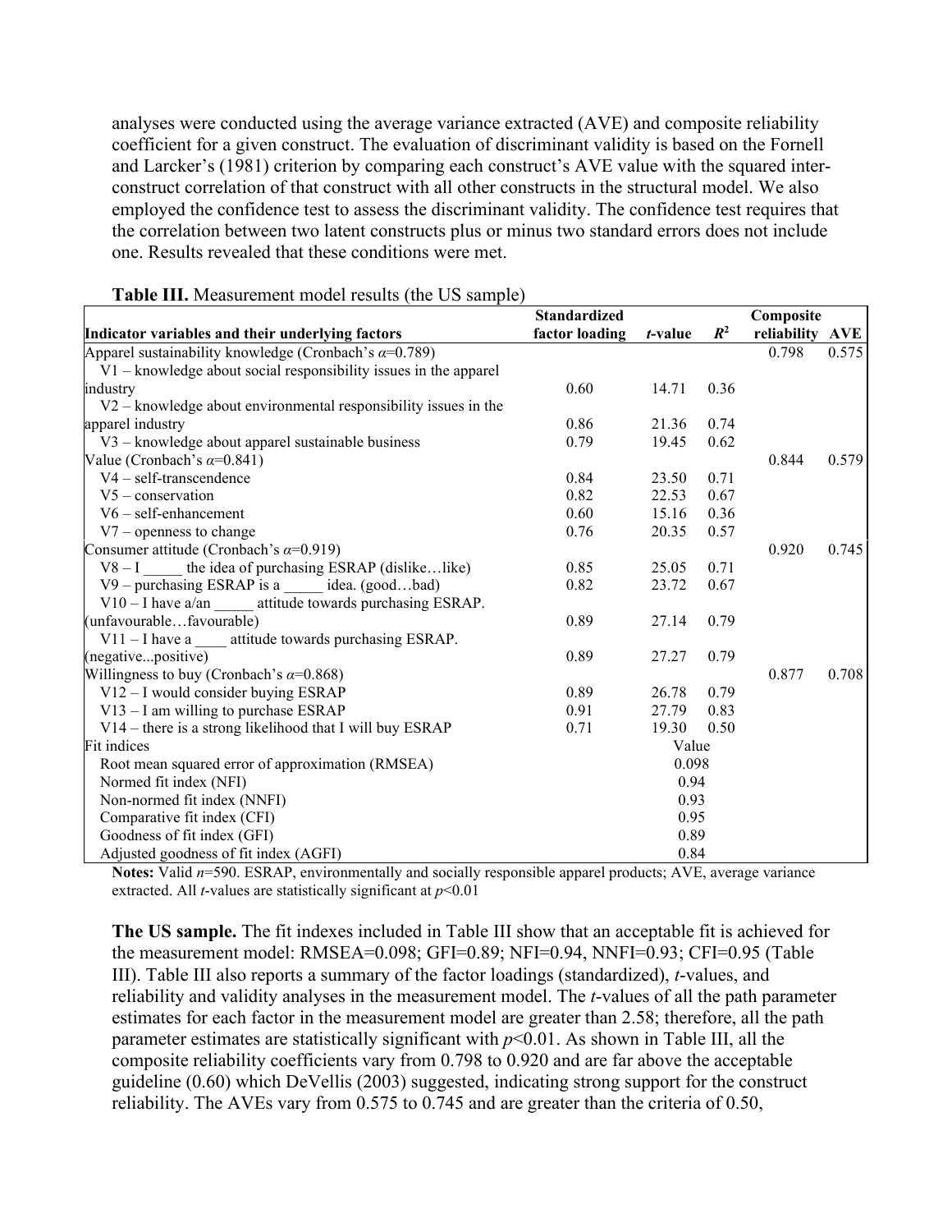analyses were conducted using the average variance extracted (AVE) and composite reliability coefficient for a given construct. The evaluation of discriminant validity is based on the Fornell and Larcker's (1981) criterion by comparing each construct's AVE value with the squared inter-construct correlation of that construct with all other constructs in the structural model. We also employed the confidence test to assess the discriminant validity. The confidence test requires that the correlation between two latent constructs plus or minus two standard errors does not include one. Results revealed that these conditions were met.

**Table III.** Measurement model results (the US sample)

| Indicator variables and their underlying factors | Standardized factor loading | *t*-value | $R^2$ | Composite reliability | AVE |
|---|---|---|---|---|---|
| Apparel sustainability knowledge (Cronbach's $\alpha$=0.789) | | | | 0.798 | 0.575 |
| V1 – knowledge about social responsibility issues in the apparel industry | 0.60 | 14.71 | 0.36 | | |
| V2 – knowledge about environmental responsibility issues in the apparel industry | 0.86 | 21.36 | 0.74 | | |
| V3 – knowledge about apparel sustainable business | 0.79 | 19.45 | 0.62 | | |
| Value (Cronbach's $\alpha$=0.841) | | | | 0.844 | 0.579 |
| V4 – self-transcendence | 0.84 | 23.50 | 0.71 | | |
| V5 – conservation | 0.82 | 22.53 | 0.67 | | |
| V6 – self-enhancement | 0.60 | 15.16 | 0.36 | | |
| V7 – openness to change | 0.76 | 20.35 | 0.57 | | |
| Consumer attitude (Cronbach's $\alpha$=0.919) | | | | 0.920 | 0.745 |
| V8 – I _____ the idea of purchasing ESRAP (dislike…like) | 0.85 | 25.05 | 0.71 | | |
| V9 – purchasing ESRAP is a _____ idea. (good…bad) | 0.82 | 23.72 | 0.67 | | |
| V10 – I have a/an _____ attitude towards purchasing ESRAP. (unfavourable…favourable) | 0.89 | 27.14 | 0.79 | | |
| V11 – I have a ____ attitude towards purchasing ESRAP. (negative...positive) | 0.89 | 27.27 | 0.79 | | |
| Willingness to buy (Cronbach's $\alpha$=0.868) | | | | 0.877 | 0.708 |
| V12 – I would consider buying ESRAP | 0.89 | 26.78 | 0.79 | | |
| V13 – I am willing to purchase ESRAP | 0.91 | 27.79 | 0.83 | | |
| V14 – there is a strong likelihood that I will buy ESRAP | 0.71 | 19.30 | 0.50 | | |
| Fit indices | | Value | | | |
| Root mean squared error of approximation (RMSEA) | | 0.098 | | | |
| Normed fit index (NFI) | | 0.94 | | | |
| Non-normed fit index (NNFI) | | 0.93 | | | |
| Comparative fit index (CFI) | | 0.95 | | | |
| Goodness of fit index (GFI) | | 0.89 | | | |
| Adjusted goodness of fit index (AGFI) | | 0.84 | | | |

**Notes:** Valid $n$=590. ESRAP, environmentally and socially responsible apparel products; AVE, average variance extracted. All *t*-values are statistically significant at $p$<0.01

**The US sample.** The fit indexes included in Table III show that an acceptable fit is achieved for the measurement model: RMSEA=0.098; GFI=0.89; NFI=0.94, NNFI=0.93; CFI=0.95 (Table III). Table III also reports a summary of the factor loadings (standardized), *t*-values, and reliability and validity analyses in the measurement model. The *t*-values of all the path parameter estimates for each factor in the measurement model are greater than 2.58; therefore, all the path parameter estimates are statistically significant with $p$<0.01. As shown in Table III, all the composite reliability coefficients vary from 0.798 to 0.920 and are far above the acceptable guideline (0.60) which DeVellis (2003) suggested, indicating strong support for the construct reliability. The AVEs vary from 0.575 to 0.745 and are greater than the criteria of 0.50,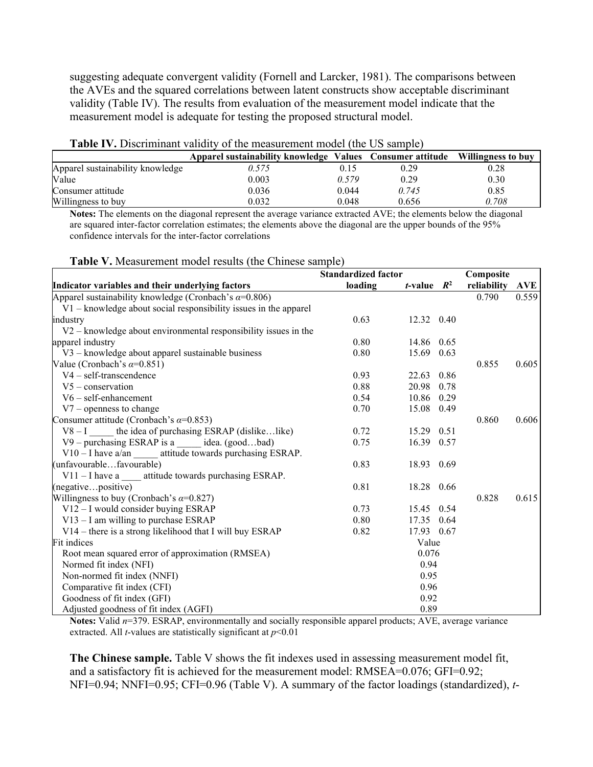suggesting adequate convergent validity (Fornell and Larcker, 1981). The comparisons between the AVEs and the squared correlations between latent constructs show acceptable discriminant validity (Table IV). The results from evaluation of the measurement model indicate that the measurement model is adequate for testing the proposed structural model.

**Table IV.** Discriminant validity of the measurement model (the US sample)

| | Apparel sustainability knowledge | Values | Consumer attitude | Willingness to buy |
|---|---|---|---|---|
| Apparel sustainability knowledge | *0.575* | 0.15 | 0.29 | 0.28 |
| Value | 0.003 | *0.579* | 0.29 | 0.30 |
| Consumer attitude | 0.036 | 0.044 | *0.745* | 0.85 |
| Willingness to buy | 0.032 | 0.048 | 0.656 | *0.708* |

**Notes:** The elements on the diagonal represent the average variance extracted AVE; the elements below the diagonal are squared inter-factor correlation estimates; the elements above the diagonal are the upper bounds of the 95% confidence intervals for the inter-factor correlations

**Table V.** Measurement model results (the Chinese sample)

| Indicator variables and their underlying factors | Standardized factor loading | *t*-value | $R^2$ | Composite reliability | AVE |
|---|---|---|---|---|---|
| Apparel sustainability knowledge (Cronbach's $\alpha$=0.806) | | | | 0.790 | 0.559 |
| V1 – knowledge about social responsibility issues in the apparel industry | 0.63 | 12.32 | 0.40 | | |
| V2 – knowledge about environmental responsibility issues in the apparel industry | 0.80 | 14.86 | 0.65 | | |
| V3 – knowledge about apparel sustainable business | 0.80 | 15.69 | 0.63 | | |
| Value (Cronbach's $\alpha$=0.851) | | | | 0.855 | 0.605 |
| V4 – self-transcendence | 0.93 | 22.63 | 0.86 | | |
| V5 – conservation | 0.88 | 20.98 | 0.78 | | |
| V6 – self-enhancement | 0.54 | 10.86 | 0.29 | | |
| V7 – openness to change | 0.70 | 15.08 | 0.49 | | |
| Consumer attitude (Cronbach's $\alpha$=0.853) | | | | 0.860 | 0.606 |
| V8 – I _____ the idea of purchasing ESRAP (dislike…like) | 0.72 | 15.29 | 0.51 | | |
| V9 – purchasing ESRAP is a _____ idea. (good…bad) | 0.75 | 16.39 | 0.57 | | |
| V10 – I have a/an _____ attitude towards purchasing ESRAP. (unfavourable…favourable) | 0.83 | 18.93 | 0.69 | | |
| V11 – I have a ____ attitude towards purchasing ESRAP. (negative…positive) | 0.81 | 18.28 | 0.66 | | |
| Willingness to buy (Cronbach's $\alpha$=0.827) | | | | 0.828 | 0.615 |
| V12 – I would consider buying ESRAP | 0.73 | 15.45 | 0.54 | | |
| V13 – I am willing to purchase ESRAP | 0.80 | 17.35 | 0.64 | | |
| V14 – there is a strong likelihood that I will buy ESRAP | 0.82 | 17.93 | 0.67 | | |
| Fit indices | | Value | | | |
| Root mean squared error of approximation (RMSEA) | | 0.076 | | | |
| Normed fit index (NFI) | | 0.94 | | | |
| Non-normed fit index (NNFI) | | 0.95 | | | |
| Comparative fit index (CFI) | | 0.96 | | | |
| Goodness of fit index (GFI) | | 0.92 | | | |
| Adjusted goodness of fit index (AGFI) | | 0.89 | | | |

**Notes:** Valid $n$=379. ESRAP, environmentally and socially responsible apparel products; AVE, average variance extracted. All *t*-values are statistically significant at $p$<0.01

**The Chinese sample.** Table V shows the fit indexes used in assessing measurement model fit, and a satisfactory fit is achieved for the measurement model: RMSEA=0.076; GFI=0.92; NFI=0.94; NNFI=0.95; CFI=0.96 (Table V). A summary of the factor loadings (standardized), *t*-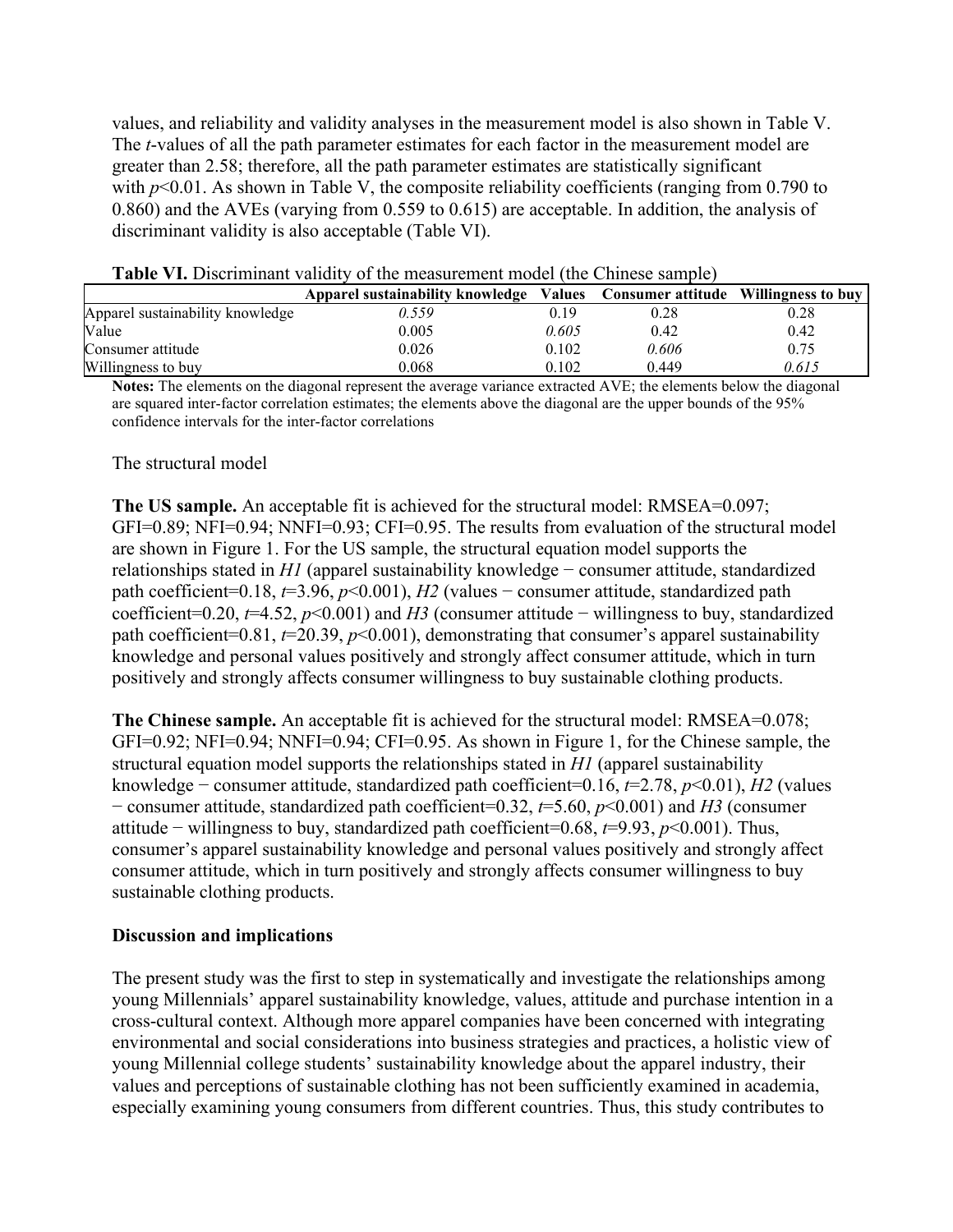values, and reliability and validity analyses in the measurement model is also shown in Table V. The *t*-values of all the path parameter estimates for each factor in the measurement model are greater than 2.58; therefore, all the path parameter estimates are statistically significant with $p<0.01$. As shown in Table V, the composite reliability coefficients (ranging from 0.790 to 0.860) and the AVEs (varying from 0.559 to 0.615) are acceptable. In addition, the analysis of discriminant validity is also acceptable (Table VI).

**Table VI.** Discriminant validity of the measurement model (the Chinese sample)

| | Apparel sustainability knowledge | Values | Consumer attitude | Willingness to buy |
|---|---|---|---|---|
| Apparel sustainability knowledge | *0.559* | 0.19 | 0.28 | 0.28 |
| Value | 0.005 | *0.605* | 0.42 | 0.42 |
| Consumer attitude | 0.026 | 0.102 | *0.606* | 0.75 |
| Willingness to buy | 0.068 | 0.102 | 0.449 | *0.615* |

**Notes:** The elements on the diagonal represent the average variance extracted AVE; the elements below the diagonal are squared inter-factor correlation estimates; the elements above the diagonal are the upper bounds of the 95% confidence intervals for the inter-factor correlations

The structural model

**The US sample.** An acceptable fit is achieved for the structural model: RMSEA=0.097; GFI=0.89; NFI=0.94; NNFI=0.93; CFI=0.95. The results from evaluation of the structural model are shown in Figure 1. For the US sample, the structural equation model supports the relationships stated in *H1* (apparel sustainability knowledge − consumer attitude, standardized path coefficient=0.18, $t$=3.96, $p<0.001$), *H2* (values − consumer attitude, standardized path coefficient=0.20, $t$=4.52, $p<0.001$) and *H3* (consumer attitude − willingness to buy, standardized path coefficient=0.81, $t$=20.39, $p<0.001$), demonstrating that consumer's apparel sustainability knowledge and personal values positively and strongly affect consumer attitude, which in turn positively and strongly affects consumer willingness to buy sustainable clothing products.

**The Chinese sample.** An acceptable fit is achieved for the structural model: RMSEA=0.078; GFI=0.92; NFI=0.94; NNFI=0.94; CFI=0.95. As shown in Figure 1, for the Chinese sample, the structural equation model supports the relationships stated in *H1* (apparel sustainability knowledge − consumer attitude, standardized path coefficient=0.16, $t$=2.78, $p<0.01$), *H2* (values − consumer attitude, standardized path coefficient=0.32, $t$=5.60, $p<0.001$) and *H3* (consumer attitude − willingness to buy, standardized path coefficient=0.68, $t$=9.93, $p<0.001$). Thus, consumer's apparel sustainability knowledge and personal values positively and strongly affect consumer attitude, which in turn positively and strongly affects consumer willingness to buy sustainable clothing products.

## Discussion and implications

The present study was the first to step in systematically and investigate the relationships among young Millennials' apparel sustainability knowledge, values, attitude and purchase intention in a cross-cultural context. Although more apparel companies have been concerned with integrating environmental and social considerations into business strategies and practices, a holistic view of young Millennial college students' sustainability knowledge about the apparel industry, their values and perceptions of sustainable clothing has not been sufficiently examined in academia, especially examining young consumers from different countries. Thus, this study contributes to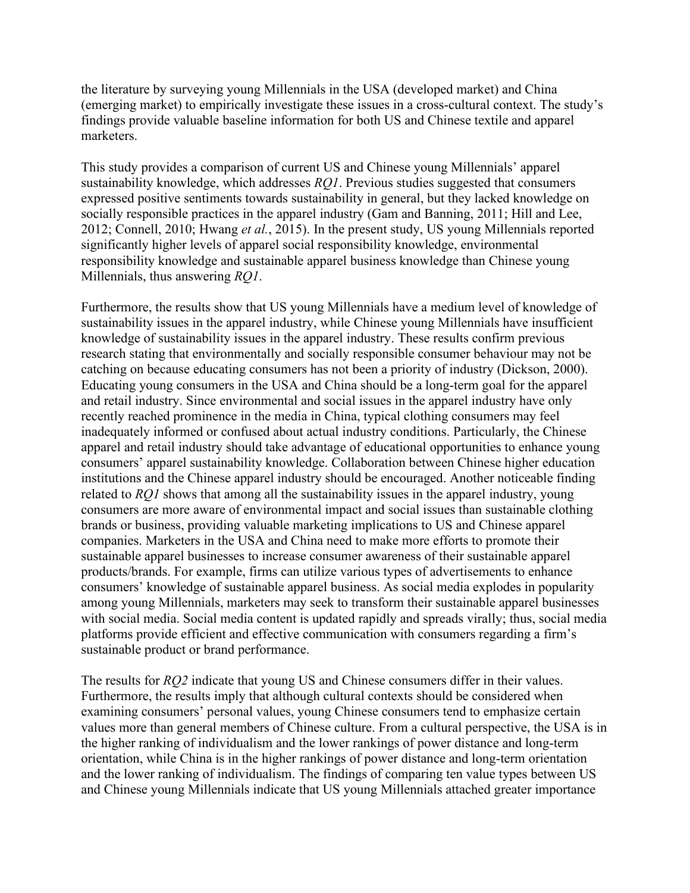the literature by surveying young Millennials in the USA (developed market) and China (emerging market) to empirically investigate these issues in a cross-cultural context. The study's findings provide valuable baseline information for both US and Chinese textile and apparel marketers.

This study provides a comparison of current US and Chinese young Millennials' apparel sustainability knowledge, which addresses *RQ1*. Previous studies suggested that consumers expressed positive sentiments towards sustainability in general, but they lacked knowledge on socially responsible practices in the apparel industry (Gam and Banning, 2011; Hill and Lee, 2012; Connell, 2010; Hwang *et al.*, 2015). In the present study, US young Millennials reported significantly higher levels of apparel social responsibility knowledge, environmental responsibility knowledge and sustainable apparel business knowledge than Chinese young Millennials, thus answering *RQ1*.

Furthermore, the results show that US young Millennials have a medium level of knowledge of sustainability issues in the apparel industry, while Chinese young Millennials have insufficient knowledge of sustainability issues in the apparel industry. These results confirm previous research stating that environmentally and socially responsible consumer behaviour may not be catching on because educating consumers has not been a priority of industry (Dickson, 2000). Educating young consumers in the USA and China should be a long-term goal for the apparel and retail industry. Since environmental and social issues in the apparel industry have only recently reached prominence in the media in China, typical clothing consumers may feel inadequately informed or confused about actual industry conditions. Particularly, the Chinese apparel and retail industry should take advantage of educational opportunities to enhance young consumers' apparel sustainability knowledge. Collaboration between Chinese higher education institutions and the Chinese apparel industry should be encouraged. Another noticeable finding related to *RQ1* shows that among all the sustainability issues in the apparel industry, young consumers are more aware of environmental impact and social issues than sustainable clothing brands or business, providing valuable marketing implications to US and Chinese apparel companies. Marketers in the USA and China need to make more efforts to promote their sustainable apparel businesses to increase consumer awareness of their sustainable apparel products/brands. For example, firms can utilize various types of advertisements to enhance consumers' knowledge of sustainable apparel business. As social media explodes in popularity among young Millennials, marketers may seek to transform their sustainable apparel businesses with social media. Social media content is updated rapidly and spreads virally; thus, social media platforms provide efficient and effective communication with consumers regarding a firm's sustainable product or brand performance.

The results for *RQ2* indicate that young US and Chinese consumers differ in their values. Furthermore, the results imply that although cultural contexts should be considered when examining consumers' personal values, young Chinese consumers tend to emphasize certain values more than general members of Chinese culture. From a cultural perspective, the USA is in the higher ranking of individualism and the lower rankings of power distance and long-term orientation, while China is in the higher rankings of power distance and long-term orientation and the lower ranking of individualism. The findings of comparing ten value types between US and Chinese young Millennials indicate that US young Millennials attached greater importance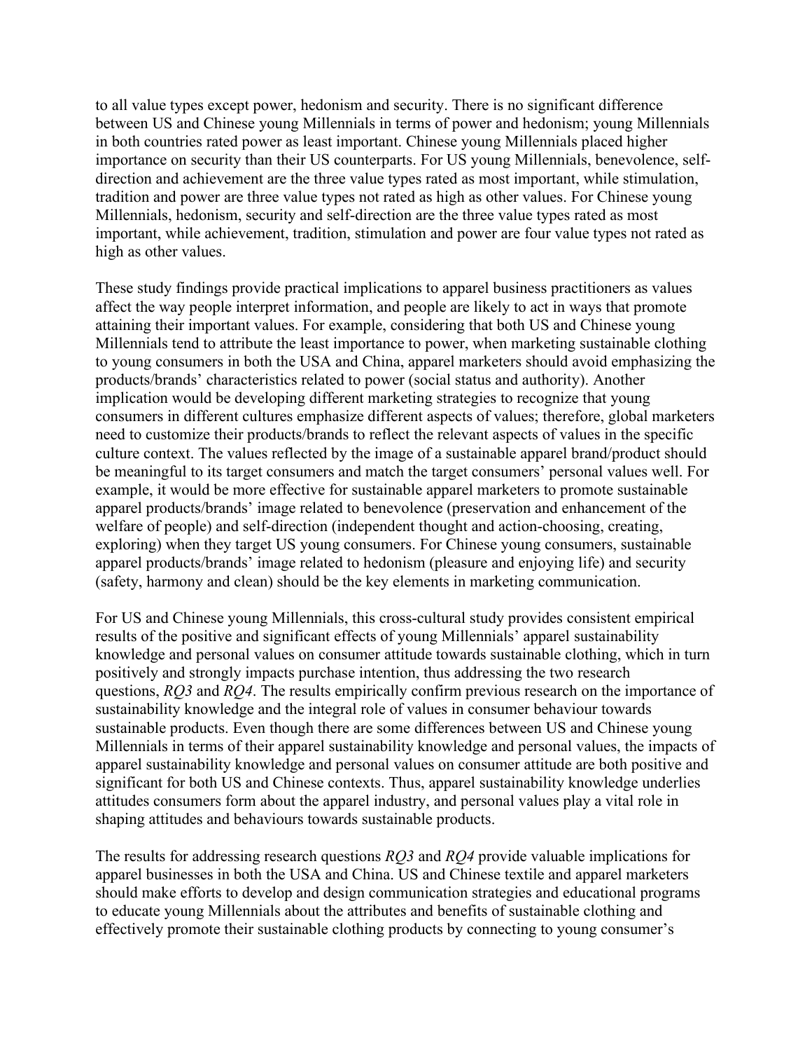to all value types except power, hedonism and security. There is no significant difference between US and Chinese young Millennials in terms of power and hedonism; young Millennials in both countries rated power as least important. Chinese young Millennials placed higher importance on security than their US counterparts. For US young Millennials, benevolence, self-direction and achievement are the three value types rated as most important, while stimulation, tradition and power are three value types not rated as high as other values. For Chinese young Millennials, hedonism, security and self-direction are the three value types rated as most important, while achievement, tradition, stimulation and power are four value types not rated as high as other values.

These study findings provide practical implications to apparel business practitioners as values affect the way people interpret information, and people are likely to act in ways that promote attaining their important values. For example, considering that both US and Chinese young Millennials tend to attribute the least importance to power, when marketing sustainable clothing to young consumers in both the USA and China, apparel marketers should avoid emphasizing the products/brands' characteristics related to power (social status and authority). Another implication would be developing different marketing strategies to recognize that young consumers in different cultures emphasize different aspects of values; therefore, global marketers need to customize their products/brands to reflect the relevant aspects of values in the specific culture context. The values reflected by the image of a sustainable apparel brand/product should be meaningful to its target consumers and match the target consumers' personal values well. For example, it would be more effective for sustainable apparel marketers to promote sustainable apparel products/brands' image related to benevolence (preservation and enhancement of the welfare of people) and self-direction (independent thought and action-choosing, creating, exploring) when they target US young consumers. For Chinese young consumers, sustainable apparel products/brands' image related to hedonism (pleasure and enjoying life) and security (safety, harmony and clean) should be the key elements in marketing communication.

For US and Chinese young Millennials, this cross-cultural study provides consistent empirical results of the positive and significant effects of young Millennials' apparel sustainability knowledge and personal values on consumer attitude towards sustainable clothing, which in turn positively and strongly impacts purchase intention, thus addressing the two research questions, *RQ3* and *RQ4*. The results empirically confirm previous research on the importance of sustainability knowledge and the integral role of values in consumer behaviour towards sustainable products. Even though there are some differences between US and Chinese young Millennials in terms of their apparel sustainability knowledge and personal values, the impacts of apparel sustainability knowledge and personal values on consumer attitude are both positive and significant for both US and Chinese contexts. Thus, apparel sustainability knowledge underlies attitudes consumers form about the apparel industry, and personal values play a vital role in shaping attitudes and behaviours towards sustainable products.

The results for addressing research questions *RQ3* and *RQ4* provide valuable implications for apparel businesses in both the USA and China. US and Chinese textile and apparel marketers should make efforts to develop and design communication strategies and educational programs to educate young Millennials about the attributes and benefits of sustainable clothing and effectively promote their sustainable clothing products by connecting to young consumer's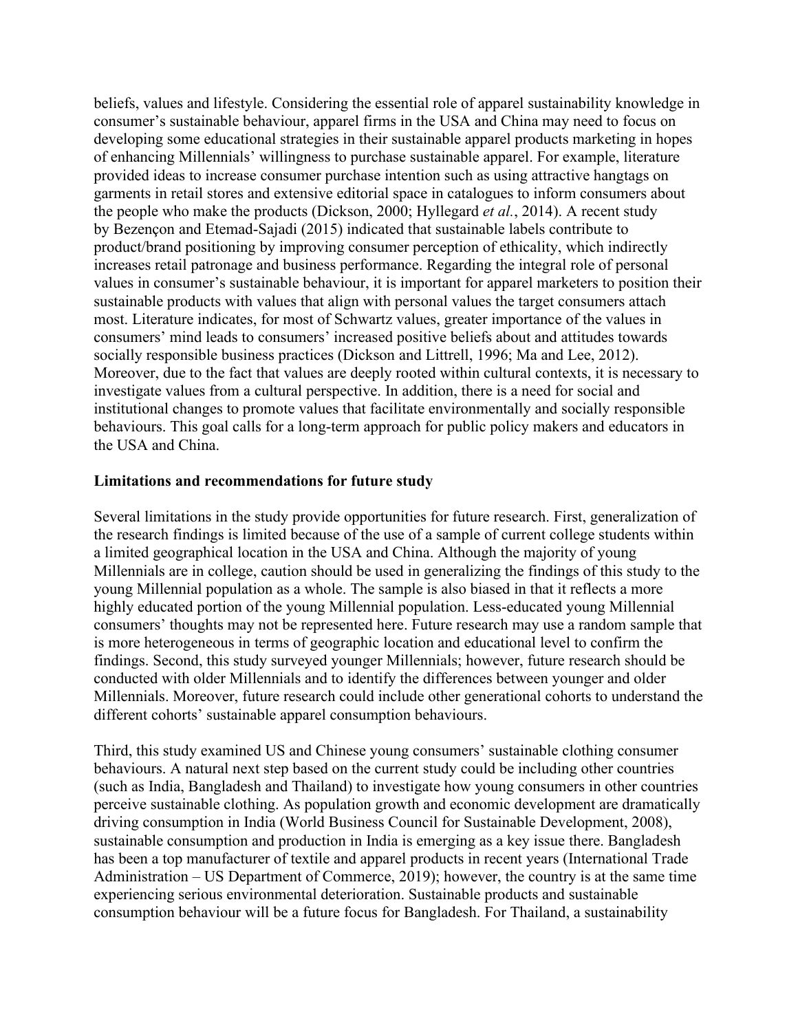beliefs, values and lifestyle. Considering the essential role of apparel sustainability knowledge in consumer's sustainable behaviour, apparel firms in the USA and China may need to focus on developing some educational strategies in their sustainable apparel products marketing in hopes of enhancing Millennials' willingness to purchase sustainable apparel. For example, literature provided ideas to increase consumer purchase intention such as using attractive hangtags on garments in retail stores and extensive editorial space in catalogues to inform consumers about the people who make the products (Dickson, 2000; Hyllegard *et al.*, 2014). A recent study by Bezençon and Etemad-Sajadi (2015) indicated that sustainable labels contribute to product/brand positioning by improving consumer perception of ethicality, which indirectly increases retail patronage and business performance. Regarding the integral role of personal values in consumer's sustainable behaviour, it is important for apparel marketers to position their sustainable products with values that align with personal values the target consumers attach most. Literature indicates, for most of Schwartz values, greater importance of the values in consumers' mind leads to consumers' increased positive beliefs about and attitudes towards socially responsible business practices (Dickson and Littrell, 1996; Ma and Lee, 2012). Moreover, due to the fact that values are deeply rooted within cultural contexts, it is necessary to investigate values from a cultural perspective. In addition, there is a need for social and institutional changes to promote values that facilitate environmentally and socially responsible behaviours. This goal calls for a long-term approach for public policy makers and educators in the USA and China.

## Limitations and recommendations for future study

Several limitations in the study provide opportunities for future research. First, generalization of the research findings is limited because of the use of a sample of current college students within a limited geographical location in the USA and China. Although the majority of young Millennials are in college, caution should be used in generalizing the findings of this study to the young Millennial population as a whole. The sample is also biased in that it reflects a more highly educated portion of the young Millennial population. Less-educated young Millennial consumers' thoughts may not be represented here. Future research may use a random sample that is more heterogeneous in terms of geographic location and educational level to confirm the findings. Second, this study surveyed younger Millennials; however, future research should be conducted with older Millennials and to identify the differences between younger and older Millennials. Moreover, future research could include other generational cohorts to understand the different cohorts' sustainable apparel consumption behaviours.

Third, this study examined US and Chinese young consumers' sustainable clothing consumer behaviours. A natural next step based on the current study could be including other countries (such as India, Bangladesh and Thailand) to investigate how young consumers in other countries perceive sustainable clothing. As population growth and economic development are dramatically driving consumption in India (World Business Council for Sustainable Development, 2008), sustainable consumption and production in India is emerging as a key issue there. Bangladesh has been a top manufacturer of textile and apparel products in recent years (International Trade Administration – US Department of Commerce, 2019); however, the country is at the same time experiencing serious environmental deterioration. Sustainable products and sustainable consumption behaviour will be a future focus for Bangladesh. For Thailand, a sustainability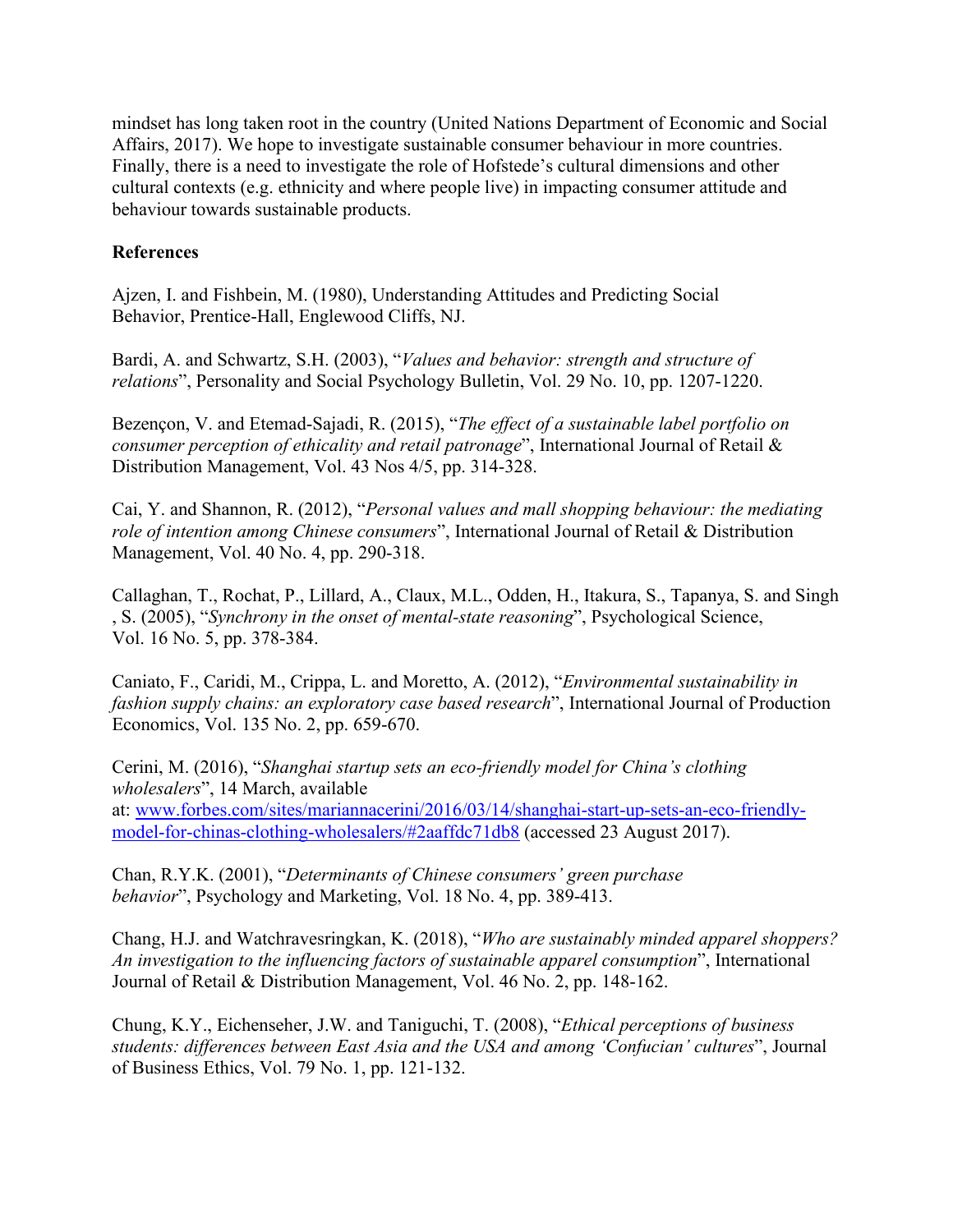mindset has long taken root in the country (United Nations Department of Economic and Social Affairs, 2017). We hope to investigate sustainable consumer behaviour in more countries. Finally, there is a need to investigate the role of Hofstede's cultural dimensions and other cultural contexts (e.g. ethnicity and where people live) in impacting consumer attitude and behaviour towards sustainable products.

**References**

Ajzen, I. and Fishbein, M. (1980), Understanding Attitudes and Predicting Social Behavior, Prentice-Hall, Englewood Cliffs, NJ.

Bardi, A. and Schwartz, S.H. (2003), "*Values and behavior: strength and structure of relations*", Personality and Social Psychology Bulletin, Vol. 29 No. 10, pp. 1207-1220.

Bezençon, V. and Etemad-Sajadi, R. (2015), "*The effect of a sustainable label portfolio on consumer perception of ethicality and retail patronage*", International Journal of Retail & Distribution Management, Vol. 43 Nos 4/5, pp. 314-328.

Cai, Y. and Shannon, R. (2012), "*Personal values and mall shopping behaviour: the mediating role of intention among Chinese consumers*", International Journal of Retail & Distribution Management, Vol. 40 No. 4, pp. 290-318.

Callaghan, T., Rochat, P., Lillard, A., Claux, M.L., Odden, H., Itakura, S., Tapanya, S. and Singh , S. (2005), "*Synchrony in the onset of mental-state reasoning*", Psychological Science, Vol. 16 No. 5, pp. 378-384.

Caniato, F., Caridi, M., Crippa, L. and Moretto, A. (2012), "*Environmental sustainability in fashion supply chains: an exploratory case based research*", International Journal of Production Economics, Vol. 135 No. 2, pp. 659-670.

Cerini, M. (2016), "*Shanghai startup sets an eco-friendly model for China's clothing wholesalers*", 14 March, available at: [www.forbes.com/sites/mariannacerini/2016/03/14/shanghai-start-up-sets-an-eco-friendly-model-for-chinas-clothing-wholesalers/#2aaffdc71db8](www.forbes.com/sites/mariannacerini/2016/03/14/shanghai-start-up-sets-an-eco-friendly-model-for-chinas-clothing-wholesalers/#2aaffdc71db8) (accessed 23 August 2017).

Chan, R.Y.K. (2001), "*Determinants of Chinese consumers' green purchase behavior*", Psychology and Marketing, Vol. 18 No. 4, pp. 389-413.

Chang, H.J. and Watchravesringkan, K. (2018), "*Who are sustainably minded apparel shoppers? An investigation to the influencing factors of sustainable apparel consumption*", International Journal of Retail & Distribution Management, Vol. 46 No. 2, pp. 148-162.

Chung, K.Y., Eichenseher, J.W. and Taniguchi, T. (2008), "*Ethical perceptions of business students: differences between East Asia and the USA and among 'Confucian' cultures*", Journal of Business Ethics, Vol. 79 No. 1, pp. 121-132.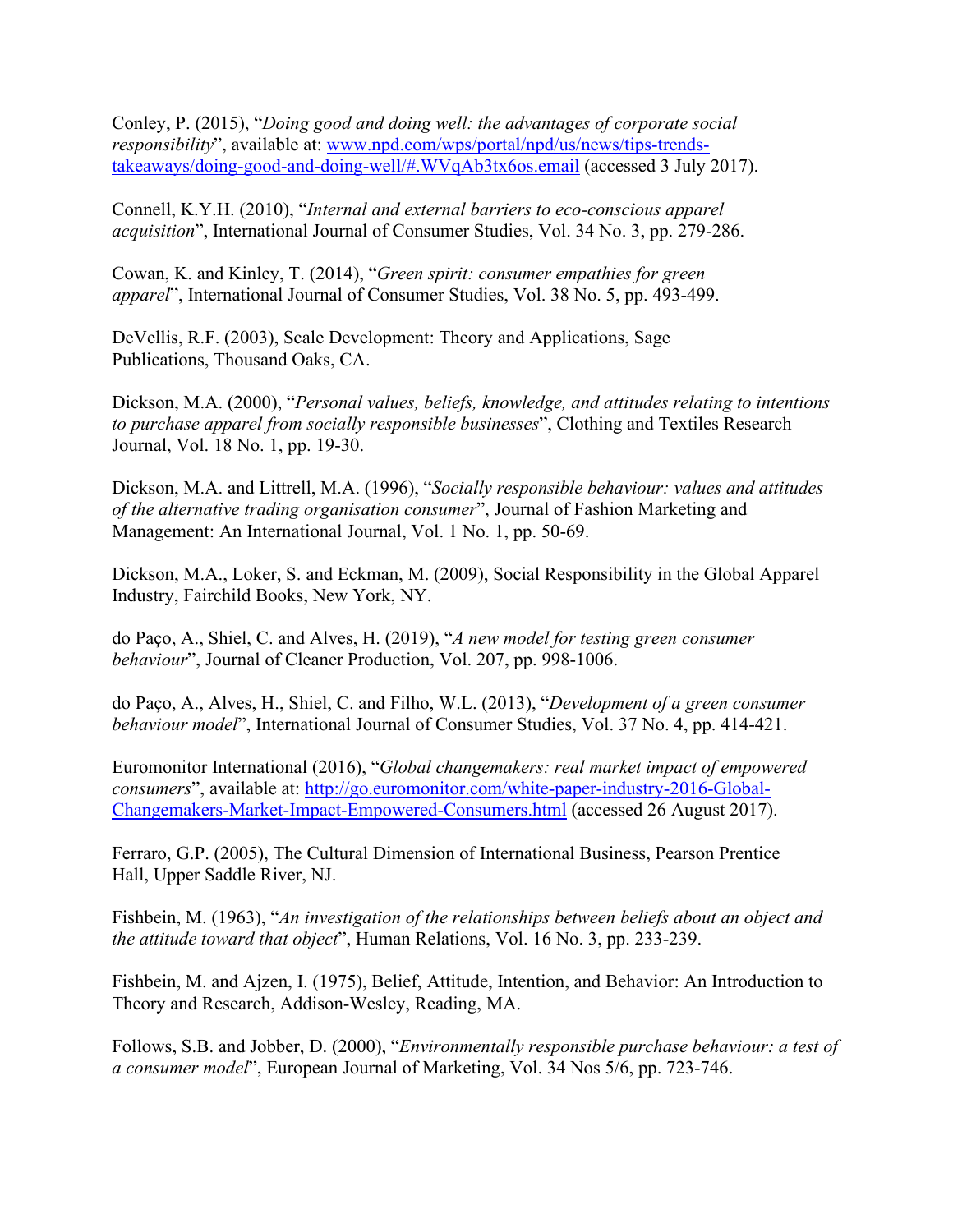Conley, P. (2015), "*Doing good and doing well: the advantages of corporate social responsibility*", available at: www.npd.com/wps/portal/npd/us/news/tips-trends-takeaways/doing-good-and-doing-well/#.WVqAb3tx6os.email (accessed 3 July 2017).

Connell, K.Y.H. (2010), "*Internal and external barriers to eco-conscious apparel acquisition*", International Journal of Consumer Studies, Vol. 34 No. 3, pp. 279-286.

Cowan, K. and Kinley, T. (2014), "*Green spirit: consumer empathies for green apparel*", International Journal of Consumer Studies, Vol. 38 No. 5, pp. 493-499.

DeVellis, R.F. (2003), Scale Development: Theory and Applications, Sage Publications, Thousand Oaks, CA.

Dickson, M.A. (2000), "*Personal values, beliefs, knowledge, and attitudes relating to intentions to purchase apparel from socially responsible businesses*", Clothing and Textiles Research Journal, Vol. 18 No. 1, pp. 19-30.

Dickson, M.A. and Littrell, M.A. (1996), "*Socially responsible behaviour: values and attitudes of the alternative trading organisation consumer*", Journal of Fashion Marketing and Management: An International Journal, Vol. 1 No. 1, pp. 50-69.

Dickson, M.A., Loker, S. and Eckman, M. (2009), Social Responsibility in the Global Apparel Industry, Fairchild Books, New York, NY.

do Paço, A., Shiel, C. and Alves, H. (2019), "*A new model for testing green consumer behaviour*", Journal of Cleaner Production, Vol. 207, pp. 998-1006.

do Paço, A., Alves, H., Shiel, C. and Filho, W.L. (2013), "*Development of a green consumer behaviour model*", International Journal of Consumer Studies, Vol. 37 No. 4, pp. 414-421.

Euromonitor International (2016), "*Global changemakers: real market impact of empowered consumers*", available at: http://go.euromonitor.com/white-paper-industry-2016-Global-Changemakers-Market-Impact-Empowered-Consumers.html (accessed 26 August 2017).

Ferraro, G.P. (2005), The Cultural Dimension of International Business, Pearson Prentice Hall, Upper Saddle River, NJ.

Fishbein, M. (1963), "*An investigation of the relationships between beliefs about an object and the attitude toward that object*", Human Relations, Vol. 16 No. 3, pp. 233-239.

Fishbein, M. and Ajzen, I. (1975), Belief, Attitude, Intention, and Behavior: An Introduction to Theory and Research, Addison-Wesley, Reading, MA.

Follows, S.B. and Jobber, D. (2000), "*Environmentally responsible purchase behaviour: a test of a consumer model*", European Journal of Marketing, Vol. 34 Nos 5/6, pp. 723-746.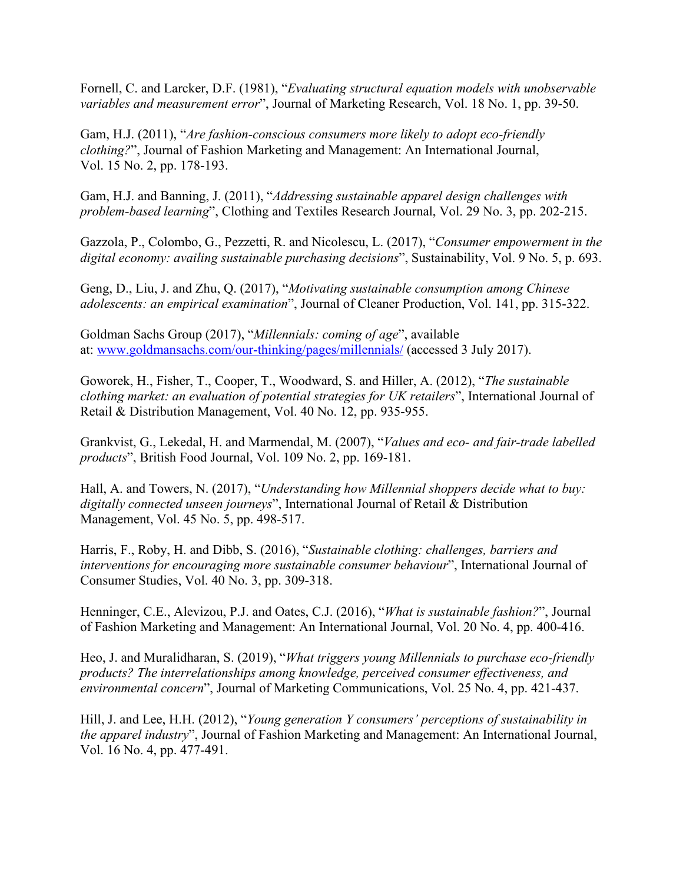Fornell, C. and Larcker, D.F. (1981), "*Evaluating structural equation models with unobservable variables and measurement error*", Journal of Marketing Research, Vol. 18 No. 1, pp. 39-50.

Gam, H.J. (2011), "*Are fashion-conscious consumers more likely to adopt eco-friendly clothing?*", Journal of Fashion Marketing and Management: An International Journal, Vol. 15 No. 2, pp. 178-193.

Gam, H.J. and Banning, J. (2011), "*Addressing sustainable apparel design challenges with problem-based learning*", Clothing and Textiles Research Journal, Vol. 29 No. 3, pp. 202-215.

Gazzola, P., Colombo, G., Pezzetti, R. and Nicolescu, L. (2017), "*Consumer empowerment in the digital economy: availing sustainable purchasing decisions*", Sustainability, Vol. 9 No. 5, p. 693.

Geng, D., Liu, J. and Zhu, Q. (2017), "*Motivating sustainable consumption among Chinese adolescents: an empirical examination*", Journal of Cleaner Production, Vol. 141, pp. 315-322.

Goldman Sachs Group (2017), "*Millennials: coming of age*", available at: [www.goldmansachs.com/our-thinking/pages/millennials/](www.goldmansachs.com/our-thinking/pages/millennials/) (accessed 3 July 2017).

Goworek, H., Fisher, T., Cooper, T., Woodward, S. and Hiller, A. (2012), "*The sustainable clothing market: an evaluation of potential strategies for UK retailers*", International Journal of Retail & Distribution Management, Vol. 40 No. 12, pp. 935-955.

Grankvist, G., Lekedal, H. and Marmendal, M. (2007), "*Values and eco- and fair-trade labelled products*", British Food Journal, Vol. 109 No. 2, pp. 169-181.

Hall, A. and Towers, N. (2017), "*Understanding how Millennial shoppers decide what to buy: digitally connected unseen journeys*", International Journal of Retail & Distribution Management, Vol. 45 No. 5, pp. 498-517.

Harris, F., Roby, H. and Dibb, S. (2016), "*Sustainable clothing: challenges, barriers and interventions for encouraging more sustainable consumer behaviour*", International Journal of Consumer Studies, Vol. 40 No. 3, pp. 309-318.

Henninger, C.E., Alevizou, P.J. and Oates, C.J. (2016), "*What is sustainable fashion?*", Journal of Fashion Marketing and Management: An International Journal, Vol. 20 No. 4, pp. 400-416.

Heo, J. and Muralidharan, S. (2019), "*What triggers young Millennials to purchase eco-friendly products? The interrelationships among knowledge, perceived consumer effectiveness, and environmental concern*", Journal of Marketing Communications, Vol. 25 No. 4, pp. 421-437.

Hill, J. and Lee, H.H. (2012), "*Young generation Y consumers' perceptions of sustainability in the apparel industry*", Journal of Fashion Marketing and Management: An International Journal, Vol. 16 No. 4, pp. 477-491.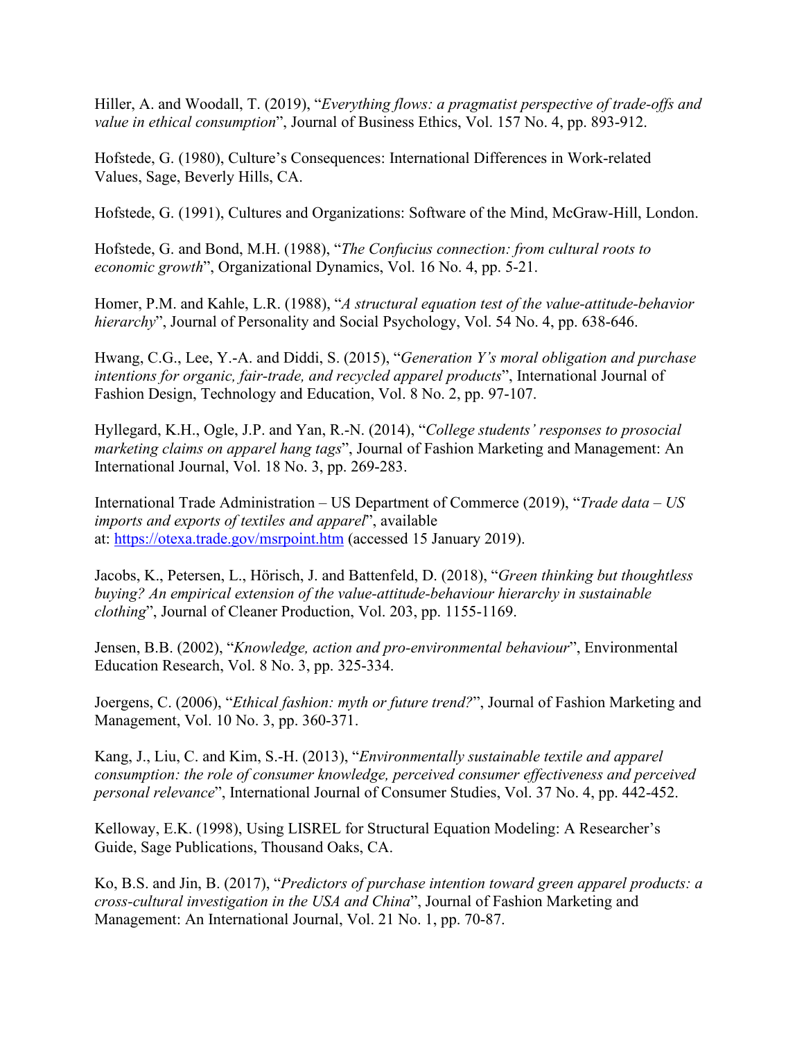Hiller, A. and Woodall, T. (2019), "*Everything flows: a pragmatist perspective of trade-offs and value in ethical consumption*", Journal of Business Ethics, Vol. 157 No. 4, pp. 893-912.

Hofstede, G. (1980), Culture's Consequences: International Differences in Work-related Values, Sage, Beverly Hills, CA.

Hofstede, G. (1991), Cultures and Organizations: Software of the Mind, McGraw-Hill, London.

Hofstede, G. and Bond, M.H. (1988), "*The Confucius connection: from cultural roots to economic growth*", Organizational Dynamics, Vol. 16 No. 4, pp. 5-21.

Homer, P.M. and Kahle, L.R. (1988), "*A structural equation test of the value-attitude-behavior hierarchy*", Journal of Personality and Social Psychology, Vol. 54 No. 4, pp. 638-646.

Hwang, C.G., Lee, Y.-A. and Diddi, S. (2015), "*Generation Y's moral obligation and purchase intentions for organic, fair-trade, and recycled apparel products*", International Journal of Fashion Design, Technology and Education, Vol. 8 No. 2, pp. 97-107.

Hyllegard, K.H., Ogle, J.P. and Yan, R.-N. (2014), "*College students' responses to prosocial marketing claims on apparel hang tags*", Journal of Fashion Marketing and Management: An International Journal, Vol. 18 No. 3, pp. 269-283.

International Trade Administration – US Department of Commerce (2019), "*Trade data – US imports and exports of textiles and apparel*", available at: [https://otexa.trade.gov/msrpoint.htm](https://otexa.trade.gov/msrpoint.htm) (accessed 15 January 2019).

Jacobs, K., Petersen, L., Hörisch, J. and Battenfeld, D. (2018), "*Green thinking but thoughtless buying? An empirical extension of the value-attitude-behaviour hierarchy in sustainable clothing*", Journal of Cleaner Production, Vol. 203, pp. 1155-1169.

Jensen, B.B. (2002), "*Knowledge, action and pro-environmental behaviour*", Environmental Education Research, Vol. 8 No. 3, pp. 325-334.

Joergens, C. (2006), "*Ethical fashion: myth or future trend?*", Journal of Fashion Marketing and Management, Vol. 10 No. 3, pp. 360-371.

Kang, J., Liu, C. and Kim, S.-H. (2013), "*Environmentally sustainable textile and apparel consumption: the role of consumer knowledge, perceived consumer effectiveness and perceived personal relevance*", International Journal of Consumer Studies, Vol. 37 No. 4, pp. 442-452.

Kelloway, E.K. (1998), Using LISREL for Structural Equation Modeling: A Researcher's Guide, Sage Publications, Thousand Oaks, CA.

Ko, B.S. and Jin, B. (2017), "*Predictors of purchase intention toward green apparel products: a cross-cultural investigation in the USA and China*", Journal of Fashion Marketing and Management: An International Journal, Vol. 21 No. 1, pp. 70-87.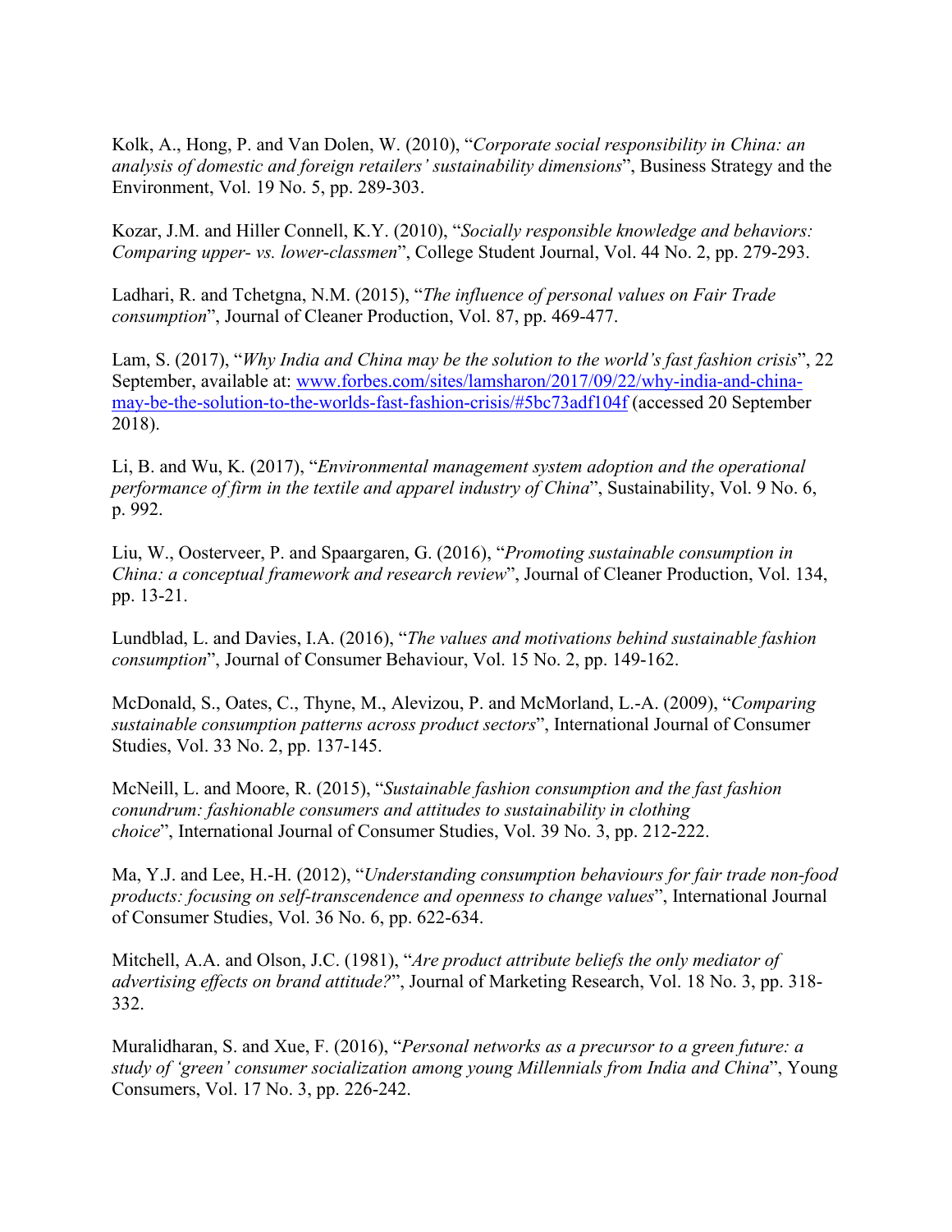Kolk, A., Hong, P. and Van Dolen, W. (2010), "*Corporate social responsibility in China: an analysis of domestic and foreign retailers' sustainability dimensions*", Business Strategy and the Environment, Vol. 19 No. 5, pp. 289-303.

Kozar, J.M. and Hiller Connell, K.Y. (2010), "*Socially responsible knowledge and behaviors: Comparing upper- vs. lower-classmen*", College Student Journal, Vol. 44 No. 2, pp. 279-293.

Ladhari, R. and Tchetgna, N.M. (2015), "*The influence of personal values on Fair Trade consumption*", Journal of Cleaner Production, Vol. 87, pp. 469-477.

Lam, S. (2017), "*Why India and China may be the solution to the world's fast fashion crisis*", 22 September, available at: [www.forbes.com/sites/lamsharon/2017/09/22/why-india-and-china-may-be-the-solution-to-the-worlds-fast-fashion-crisis/#5bc73adf104f](www.forbes.com/sites/lamsharon/2017/09/22/why-india-and-china-may-be-the-solution-to-the-worlds-fast-fashion-crisis/#5bc73adf104f) (accessed 20 September 2018).

Li, B. and Wu, K. (2017), "*Environmental management system adoption and the operational performance of firm in the textile and apparel industry of China*", Sustainability, Vol. 9 No. 6, p. 992.

Liu, W., Oosterveer, P. and Spaargaren, G. (2016), "*Promoting sustainable consumption in China: a conceptual framework and research review*", Journal of Cleaner Production, Vol. 134, pp. 13-21.

Lundblad, L. and Davies, I.A. (2016), "*The values and motivations behind sustainable fashion consumption*", Journal of Consumer Behaviour, Vol. 15 No. 2, pp. 149-162.

McDonald, S., Oates, C., Thyne, M., Alevizou, P. and McMorland, L.-A. (2009), "*Comparing sustainable consumption patterns across product sectors*", International Journal of Consumer Studies, Vol. 33 No. 2, pp. 137-145.

McNeill, L. and Moore, R. (2015), "*Sustainable fashion consumption and the fast fashion conundrum: fashionable consumers and attitudes to sustainability in clothing choice*", International Journal of Consumer Studies, Vol. 39 No. 3, pp. 212-222.

Ma, Y.J. and Lee, H.-H. (2012), "*Understanding consumption behaviours for fair trade non-food products: focusing on self-transcendence and openness to change values*", International Journal of Consumer Studies, Vol. 36 No. 6, pp. 622-634.

Mitchell, A.A. and Olson, J.C. (1981), "*Are product attribute beliefs the only mediator of advertising effects on brand attitude?*", Journal of Marketing Research, Vol. 18 No. 3, pp. 318-332.

Muralidharan, S. and Xue, F. (2016), "*Personal networks as a precursor to a green future: a study of 'green' consumer socialization among young Millennials from India and China*", Young Consumers, Vol. 17 No. 3, pp. 226-242.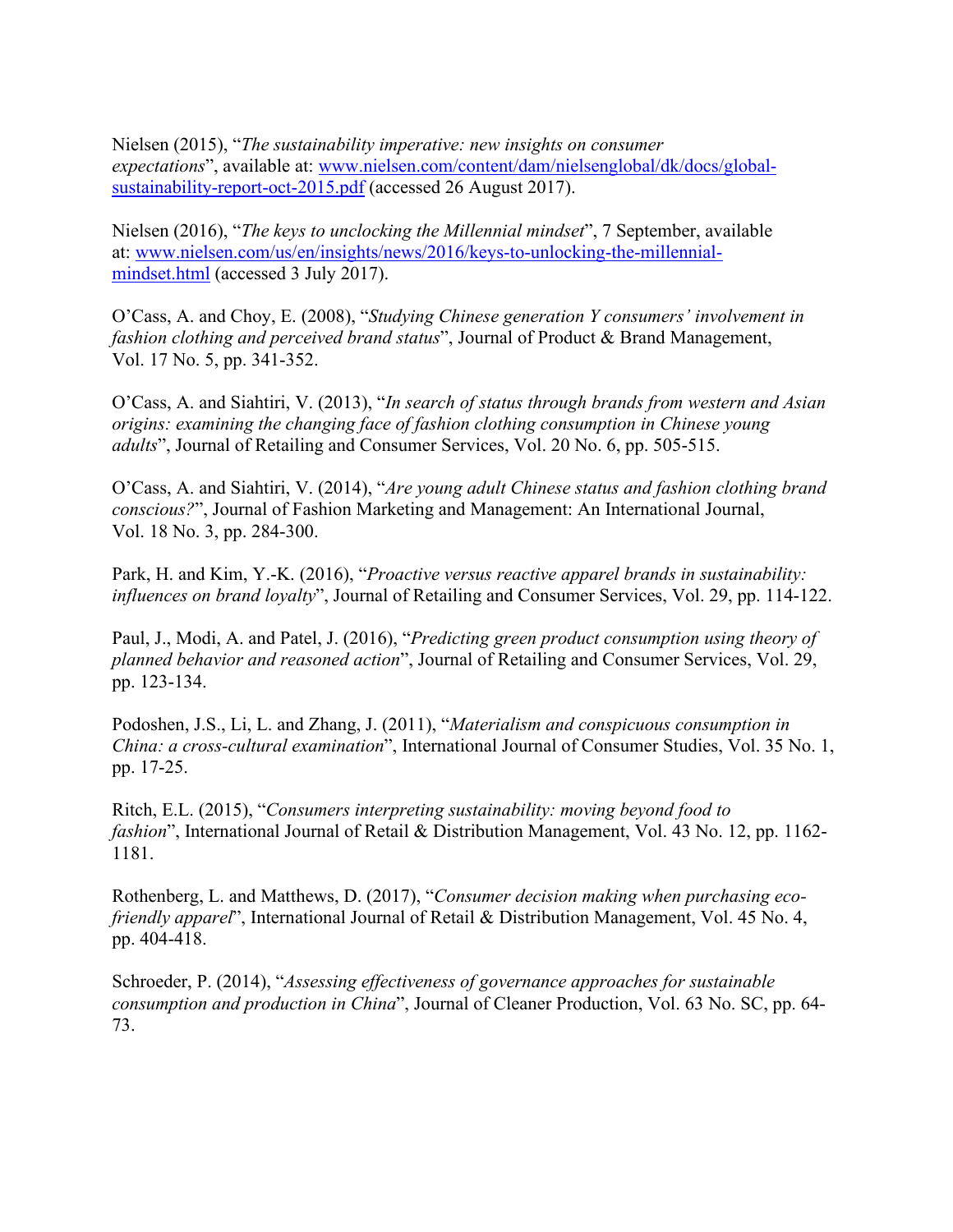Nielsen (2015), "*The sustainability imperative: new insights on consumer expectations*", available at: [www.nielsen.com/content/dam/nielsenglobal/dk/docs/global-sustainability-report-oct-2015.pdf](www.nielsen.com/content/dam/nielsenglobal/dk/docs/global-sustainability-report-oct-2015.pdf) (accessed 26 August 2017).

Nielsen (2016), "*The keys to unclocking the Millennial mindset*", 7 September, available at: [www.nielsen.com/us/en/insights/news/2016/keys-to-unlocking-the-millennial-mindset.html](www.nielsen.com/us/en/insights/news/2016/keys-to-unlocking-the-millennial-mindset.html) (accessed 3 July 2017).

O'Cass, A. and Choy, E. (2008), "*Studying Chinese generation Y consumers' involvement in fashion clothing and perceived brand status*", Journal of Product & Brand Management, Vol. 17 No. 5, pp. 341-352.

O'Cass, A. and Siahtiri, V. (2013), "*In search of status through brands from western and Asian origins: examining the changing face of fashion clothing consumption in Chinese young adults*", Journal of Retailing and Consumer Services, Vol. 20 No. 6, pp. 505-515.

O'Cass, A. and Siahtiri, V. (2014), "*Are young adult Chinese status and fashion clothing brand conscious?*", Journal of Fashion Marketing and Management: An International Journal, Vol. 18 No. 3, pp. 284-300.

Park, H. and Kim, Y.-K. (2016), "*Proactive versus reactive apparel brands in sustainability: influences on brand loyalty*", Journal of Retailing and Consumer Services, Vol. 29, pp. 114-122.

Paul, J., Modi, A. and Patel, J. (2016), "*Predicting green product consumption using theory of planned behavior and reasoned action*", Journal of Retailing and Consumer Services, Vol. 29, pp. 123-134.

Podoshen, J.S., Li, L. and Zhang, J. (2011), "*Materialism and conspicuous consumption in China: a cross-cultural examination*", International Journal of Consumer Studies, Vol. 35 No. 1, pp. 17-25.

Ritch, E.L. (2015), "*Consumers interpreting sustainability: moving beyond food to fashion*", International Journal of Retail & Distribution Management, Vol. 43 No. 12, pp. 1162-1181.

Rothenberg, L. and Matthews, D. (2017), "*Consumer decision making when purchasing eco-friendly apparel*", International Journal of Retail & Distribution Management, Vol. 45 No. 4, pp. 404-418.

Schroeder, P. (2014), "*Assessing effectiveness of governance approaches for sustainable consumption and production in China*", Journal of Cleaner Production, Vol. 63 No. SC, pp. 64-73.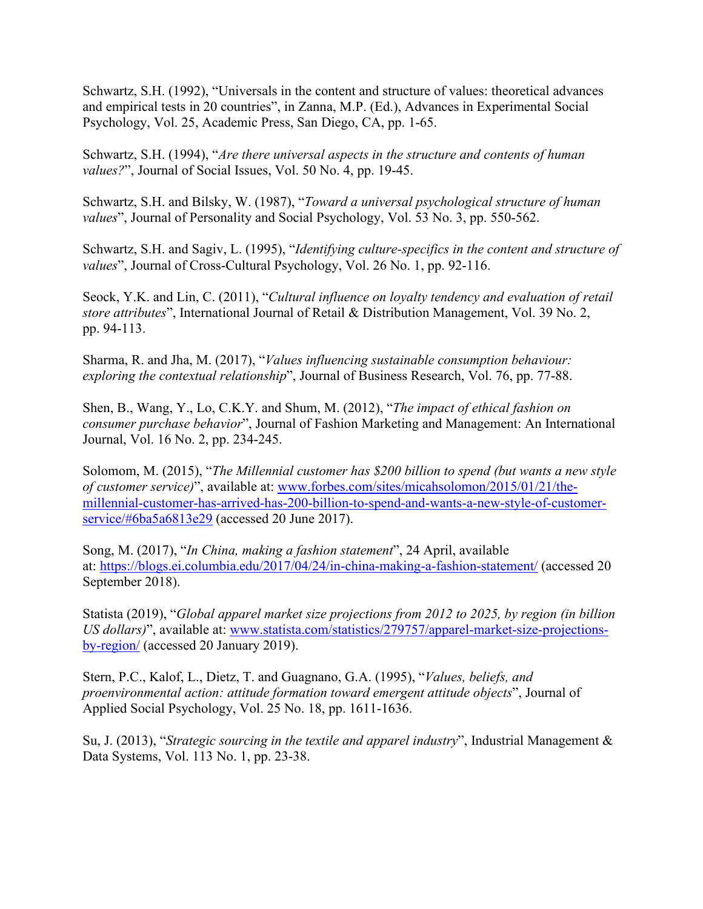Schwartz, S.H. (1992), "Universals in the content and structure of values: theoretical advances and empirical tests in 20 countries", in Zanna, M.P. (Ed.), Advances in Experimental Social Psychology, Vol. 25, Academic Press, San Diego, CA, pp. 1-65.

Schwartz, S.H. (1994), "*Are there universal aspects in the structure and contents of human values?*", Journal of Social Issues, Vol. 50 No. 4, pp. 19-45.

Schwartz, S.H. and Bilsky, W. (1987), "*Toward a universal psychological structure of human values*", Journal of Personality and Social Psychology, Vol. 53 No. 3, pp. 550-562.

Schwartz, S.H. and Sagiv, L. (1995), "*Identifying culture-specifics in the content and structure of values*", Journal of Cross-Cultural Psychology, Vol. 26 No. 1, pp. 92-116.

Seock, Y.K. and Lin, C. (2011), "*Cultural influence on loyalty tendency and evaluation of retail store attributes*", International Journal of Retail & Distribution Management, Vol. 39 No. 2, pp. 94-113.

Sharma, R. and Jha, M. (2017), "*Values influencing sustainable consumption behaviour: exploring the contextual relationship*", Journal of Business Research, Vol. 76, pp. 77-88.

Shen, B., Wang, Y., Lo, C.K.Y. and Shum, M. (2012), "*The impact of ethical fashion on consumer purchase behavior*", Journal of Fashion Marketing and Management: An International Journal, Vol. 16 No. 2, pp. 234-245.

Solomom, M. (2015), "*The Millennial customer has $200 billion to spend (but wants a new style of customer service)*", available at: www.forbes.com/sites/micahsolomon/2015/01/21/the-millennial-customer-has-arrived-has-200-billion-to-spend-and-wants-a-new-style-of-customer-service/#6ba5a6813e29 (accessed 20 June 2017).

Song, M. (2017), "*In China, making a fashion statement*", 24 April, available at: https://blogs.ei.columbia.edu/2017/04/24/in-china-making-a-fashion-statement/ (accessed 20 September 2018).

Statista (2019), "*Global apparel market size projections from 2012 to 2025, by region (in billion US dollars)*", available at: www.statista.com/statistics/279757/apparel-market-size-projections-by-region/ (accessed 20 January 2019).

Stern, P.C., Kalof, L., Dietz, T. and Guagnano, G.A. (1995), "*Values, beliefs, and proenvironmental action: attitude formation toward emergent attitude objects*", Journal of Applied Social Psychology, Vol. 25 No. 18, pp. 1611-1636.

Su, J. (2013), "*Strategic sourcing in the textile and apparel industry*", Industrial Management & Data Systems, Vol. 113 No. 1, pp. 23-38.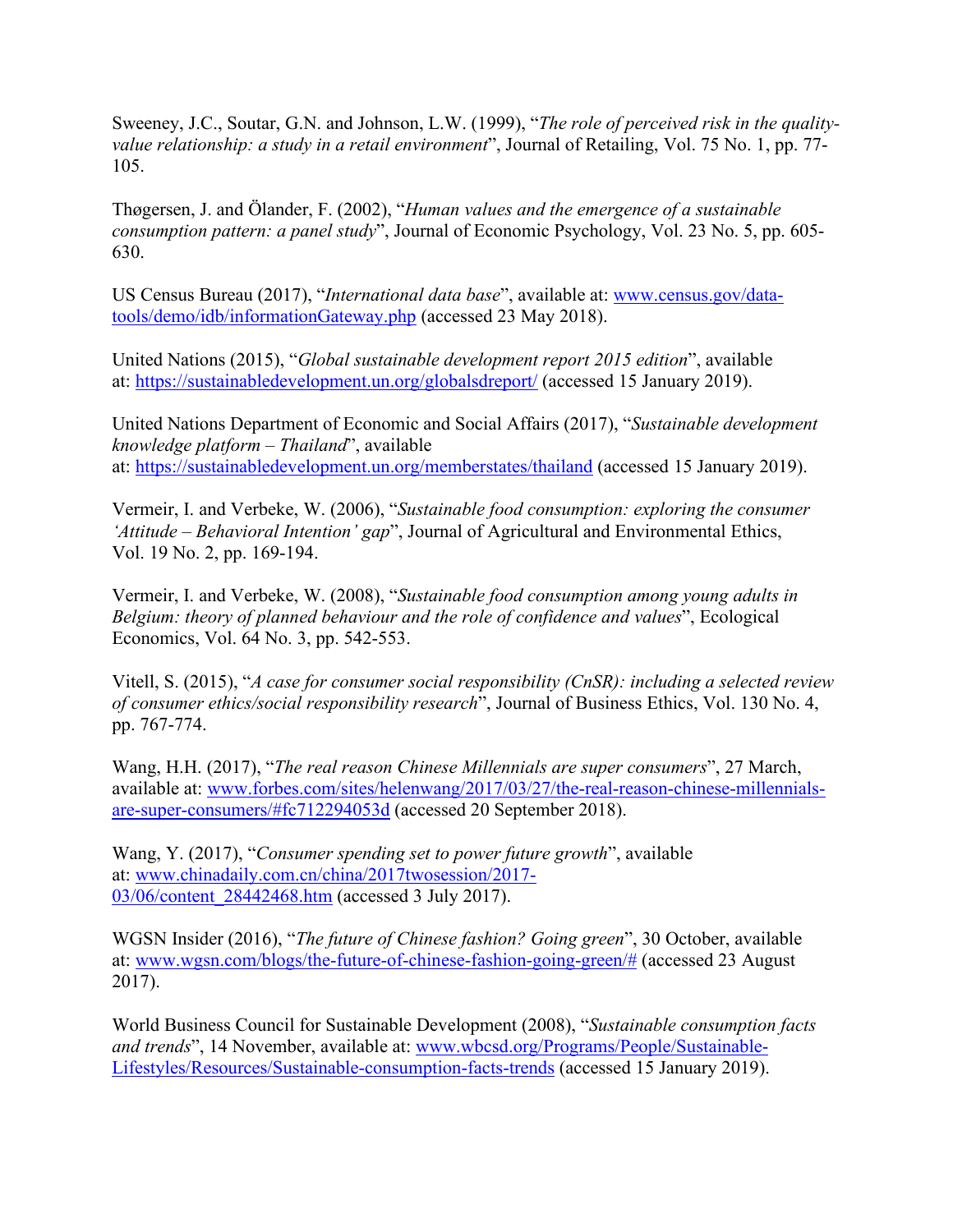Sweeney, J.C., Soutar, G.N. and Johnson, L.W. (1999), "*The role of perceived risk in the quality-value relationship: a study in a retail environment*", Journal of Retailing, Vol. 75 No. 1, pp. 77-105.

Thøgersen, J. and Ölander, F. (2002), "*Human values and the emergence of a sustainable consumption pattern: a panel study*", Journal of Economic Psychology, Vol. 23 No. 5, pp. 605-630.

US Census Bureau (2017), "*International data base*", available at: www.census.gov/data-tools/demo/idb/informationGateway.php (accessed 23 May 2018).

United Nations (2015), "*Global sustainable development report 2015 edition*", available at: https://sustainabledevelopment.un.org/globalsdreport/ (accessed 15 January 2019).

United Nations Department of Economic and Social Affairs (2017), "*Sustainable development knowledge platform – Thailand*", available at: https://sustainabledevelopment.un.org/memberstates/thailand (accessed 15 January 2019).

Vermeir, I. and Verbeke, W. (2006), "*Sustainable food consumption: exploring the consumer 'Attitude – Behavioral Intention' gap*", Journal of Agricultural and Environmental Ethics, Vol. 19 No. 2, pp. 169-194.

Vermeir, I. and Verbeke, W. (2008), "*Sustainable food consumption among young adults in Belgium: theory of planned behaviour and the role of confidence and values*", Ecological Economics, Vol. 64 No. 3, pp. 542-553.

Vitell, S. (2015), "*A case for consumer social responsibility (CnSR): including a selected review of consumer ethics/social responsibility research*", Journal of Business Ethics, Vol. 130 No. 4, pp. 767-774.

Wang, H.H. (2017), "*The real reason Chinese Millennials are super consumers*", 27 March, available at: www.forbes.com/sites/helenwang/2017/03/27/the-real-reason-chinese-millennials-are-super-consumers/#fc712294053d (accessed 20 September 2018).

Wang, Y. (2017), "*Consumer spending set to power future growth*", available at: www.chinadaily.com.cn/china/2017twosession/2017-03/06/content_28442468.htm (accessed 3 July 2017).

WGSN Insider (2016), "*The future of Chinese fashion? Going green*", 30 October, available at: www.wgsn.com/blogs/the-future-of-chinese-fashion-going-green/# (accessed 23 August 2017).

World Business Council for Sustainable Development (2008), "*Sustainable consumption facts and trends*", 14 November, available at: www.wbcsd.org/Programs/People/Sustainable-Lifestyles/Resources/Sustainable-consumption-facts-trends (accessed 15 January 2019).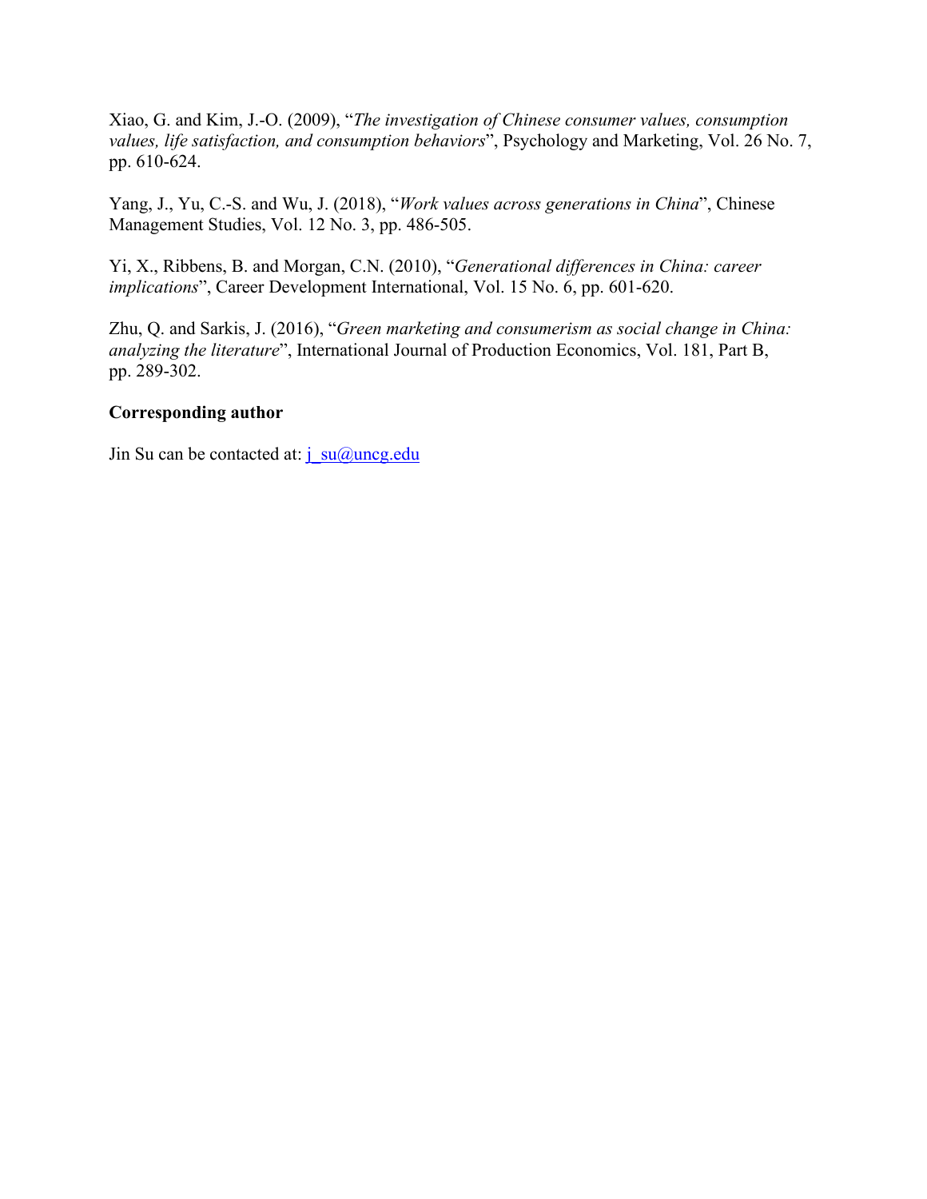Xiao, G. and Kim, J.-O. (2009), "*The investigation of Chinese consumer values, consumption values, life satisfaction, and consumption behaviors*", Psychology and Marketing, Vol. 26 No. 7, pp. 610-624.

Yang, J., Yu, C.-S. and Wu, J. (2018), "*Work values across generations in China*", Chinese Management Studies, Vol. 12 No. 3, pp. 486-505.

Yi, X., Ribbens, B. and Morgan, C.N. (2010), "*Generational differences in China: career implications*", Career Development International, Vol. 15 No. 6, pp. 601-620.

Zhu, Q. and Sarkis, J. (2016), "*Green marketing and consumerism as social change in China: analyzing the literature*", International Journal of Production Economics, Vol. 181, Part B, pp. 289-302.

**Corresponding author**

Jin Su can be contacted at: j_su@uncg.edu